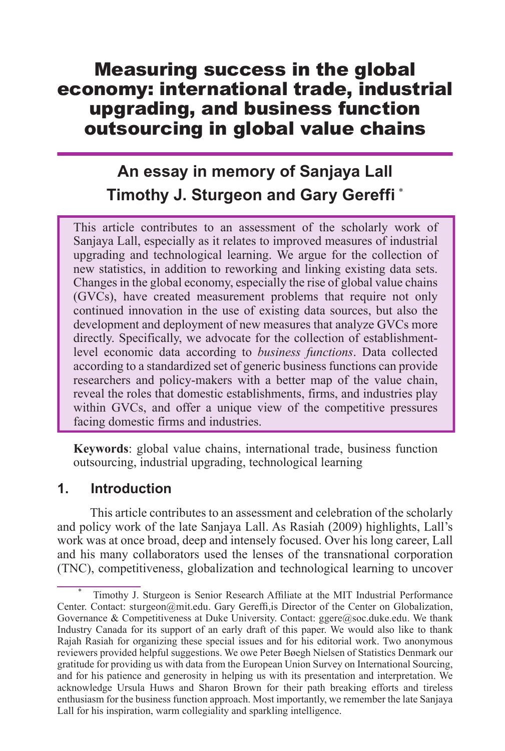# Measuring success in the global economy: international trade, industrial upgrading, and business function outsourcing in global value chains

## An essay in memory of Sanjaya Lall

## Timothy J. Sturgeon and Gary Gereffi [*]

> This article contributes to an assessment of the scholarly work of Sanjaya Lall, especially as it relates to improved measures of industrial upgrading and technological learning. We argue for the collection of new statistics, in addition to reworking and linking existing data sets. Changes in the global economy, especially the rise of global value chains (GVCs), have created measurement problems that require not only continued innovation in the use of existing data sources, but also the development and deployment of new measures that analyze GVCs more directly. Specifically, we advocate for the collection of establishment-level economic data according to *business functions*. Data collected according to a standardized set of generic business functions can provide researchers and policy-makers with a better map of the value chain, reveal the roles that domestic establishments, firms, and industries play within GVCs, and offer a unique view of the competitive pressures facing domestic firms and industries.

**Keywords**: global value chains, international trade, business function outsourcing, industrial upgrading, technological learning

## 1. Introduction

This article contributes to an assessment and celebration of the scholarly and policy work of the late Sanjaya Lall. As Rasiah (2009) highlights, Lall's work was at once broad, deep and intensely focused. Over his long career, Lall and his many collaborators used the lenses of the transnational corporation (TNC), competitiveness, globalization and technological learning to uncover

---

[*] Timothy J. Sturgeon is Senior Research Affiliate at the MIT Industrial Performance Center. Contact: sturgeon@mit.edu. Gary Gereffi,is Director of the Center on Globalization, Governance & Competitiveness at Duke University. Contact: ggere@soc.duke.edu. We thank Industry Canada for its support of an early draft of this paper. We would also like to thank Rajah Rasiah for organizing these special issues and for his editorial work. Two anonymous reviewers provided helpful suggestions. We owe Peter Bøegh Nielsen of Statistics Denmark our gratitude for providing us with data from the European Union Survey on International Sourcing, and for his patience and generosity in helping us with its presentation and interpretation. We acknowledge Ursula Huws and Sharon Brown for their path breaking efforts and tireless enthusiasm for the business function approach. Most importantly, we remember the late Sanjaya Lall for his inspiration, warm collegiality and sparkling intelligence.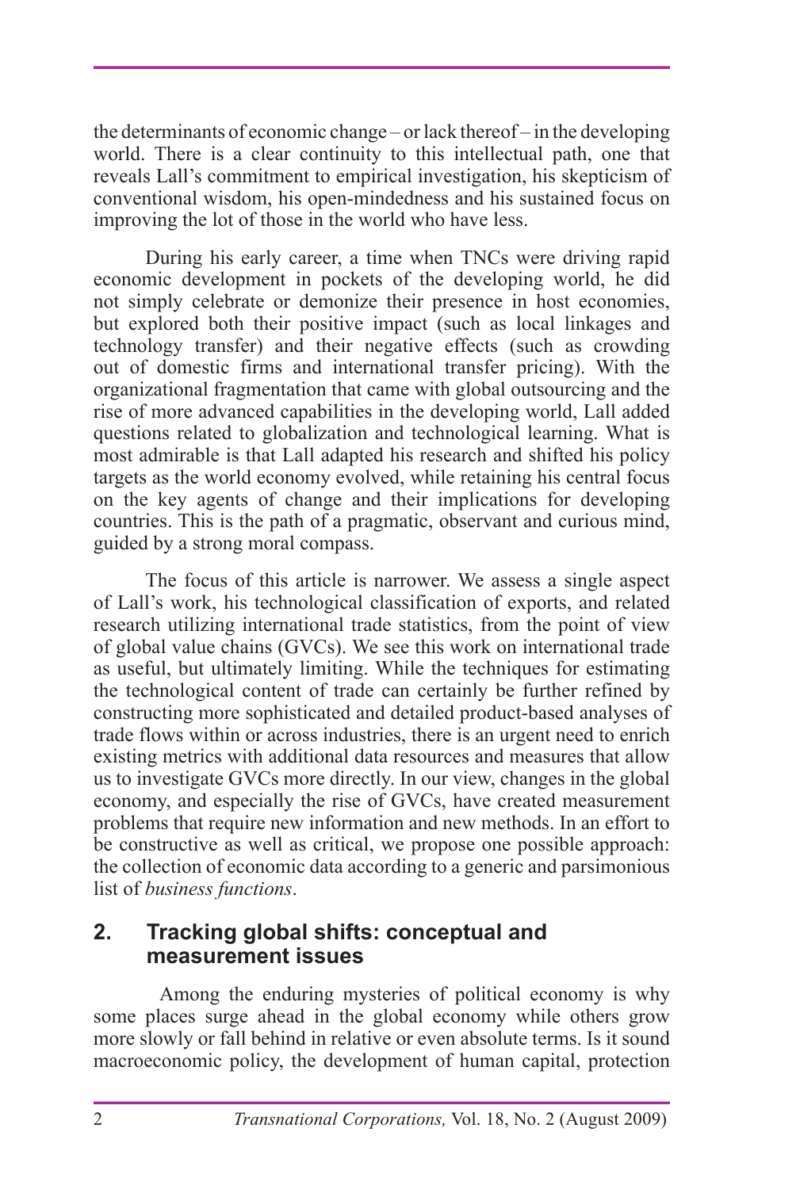the determinants of economic change – or lack thereof – in the developing world. There is a clear continuity to this intellectual path, one that reveals Lall's commitment to empirical investigation, his skepticism of conventional wisdom, his open-mindedness and his sustained focus on improving the lot of those in the world who have less.

During his early career, a time when TNCs were driving rapid economic development in pockets of the developing world, he did not simply celebrate or demonize their presence in host economies, but explored both their positive impact (such as local linkages and technology transfer) and their negative effects (such as crowding out of domestic firms and international transfer pricing). With the organizational fragmentation that came with global outsourcing and the rise of more advanced capabilities in the developing world, Lall added questions related to globalization and technological learning. What is most admirable is that Lall adapted his research and shifted his policy targets as the world economy evolved, while retaining his central focus on the key agents of change and their implications for developing countries. This is the path of a pragmatic, observant and curious mind, guided by a strong moral compass.

The focus of this article is narrower. We assess a single aspect of Lall's work, his technological classification of exports, and related research utilizing international trade statistics, from the point of view of global value chains (GVCs). We see this work on international trade as useful, but ultimately limiting. While the techniques for estimating the technological content of trade can certainly be further refined by constructing more sophisticated and detailed product-based analyses of trade flows within or across industries, there is an urgent need to enrich existing metrics with additional data resources and measures that allow us to investigate GVCs more directly. In our view, changes in the global economy, and especially the rise of GVCs, have created measurement problems that require new information and new methods. In an effort to be constructive as well as critical, we propose one possible approach: the collection of economic data according to a generic and parsimonious list of *business functions*.

## 2. Tracking global shifts: conceptual and measurement issues

Among the enduring mysteries of political economy is why some places surge ahead in the global economy while others grow more slowly or fall behind in relative or even absolute terms. Is it sound macroeconomic policy, the development of human capital, protection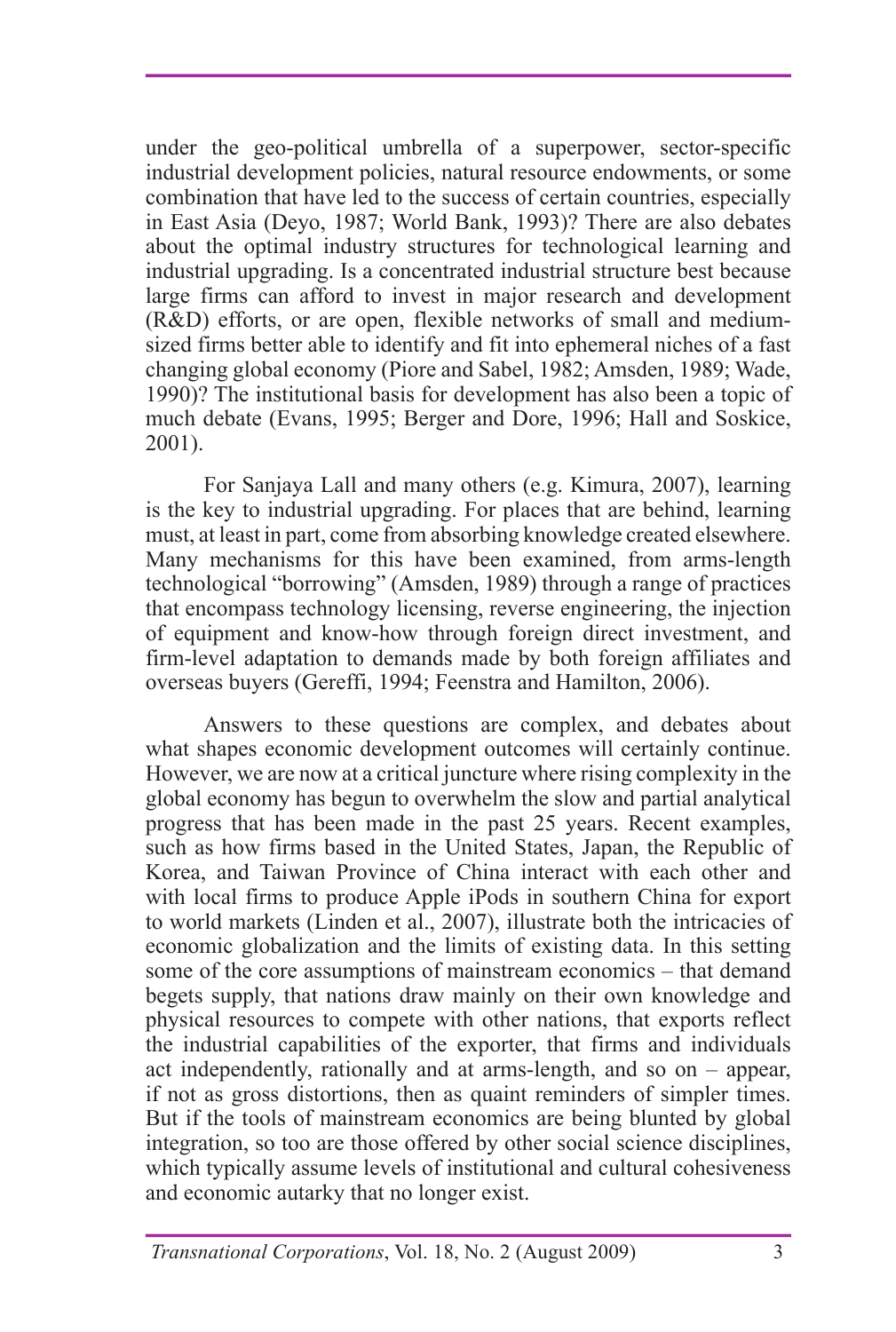under the geo-political umbrella of a superpower, sector-specific industrial development policies, natural resource endowments, or some combination that have led to the success of certain countries, especially in East Asia (Deyo, 1987; World Bank, 1993)? There are also debates about the optimal industry structures for technological learning and industrial upgrading. Is a concentrated industrial structure best because large firms can afford to invest in major research and development (R&D) efforts, or are open, flexible networks of small and medium-sized firms better able to identify and fit into ephemeral niches of a fast changing global economy (Piore and Sabel, 1982; Amsden, 1989; Wade, 1990)? The institutional basis for development has also been a topic of much debate (Evans, 1995; Berger and Dore, 1996; Hall and Soskice, 2001).

For Sanjaya Lall and many others (e.g. Kimura, 2007), learning is the key to industrial upgrading. For places that are behind, learning must, at least in part, come from absorbing knowledge created elsewhere. Many mechanisms for this have been examined, from arms-length technological "borrowing" (Amsden, 1989) through a range of practices that encompass technology licensing, reverse engineering, the injection of equipment and know-how through foreign direct investment, and firm-level adaptation to demands made by both foreign affiliates and overseas buyers (Gereffi, 1994; Feenstra and Hamilton, 2006).

Answers to these questions are complex, and debates about what shapes economic development outcomes will certainly continue. However, we are now at a critical juncture where rising complexity in the global economy has begun to overwhelm the slow and partial analytical progress that has been made in the past 25 years. Recent examples, such as how firms based in the United States, Japan, the Republic of Korea, and Taiwan Province of China interact with each other and with local firms to produce Apple iPods in southern China for export to world markets (Linden et al., 2007), illustrate both the intricacies of economic globalization and the limits of existing data. In this setting some of the core assumptions of mainstream economics – that demand begets supply, that nations draw mainly on their own knowledge and physical resources to compete with other nations, that exports reflect the industrial capabilities of the exporter, that firms and individuals act independently, rationally and at arms-length, and so on – appear, if not as gross distortions, then as quaint reminders of simpler times. But if the tools of mainstream economics are being blunted by global integration, so too are those offered by other social science disciplines, which typically assume levels of institutional and cultural cohesiveness and economic autarky that no longer exist.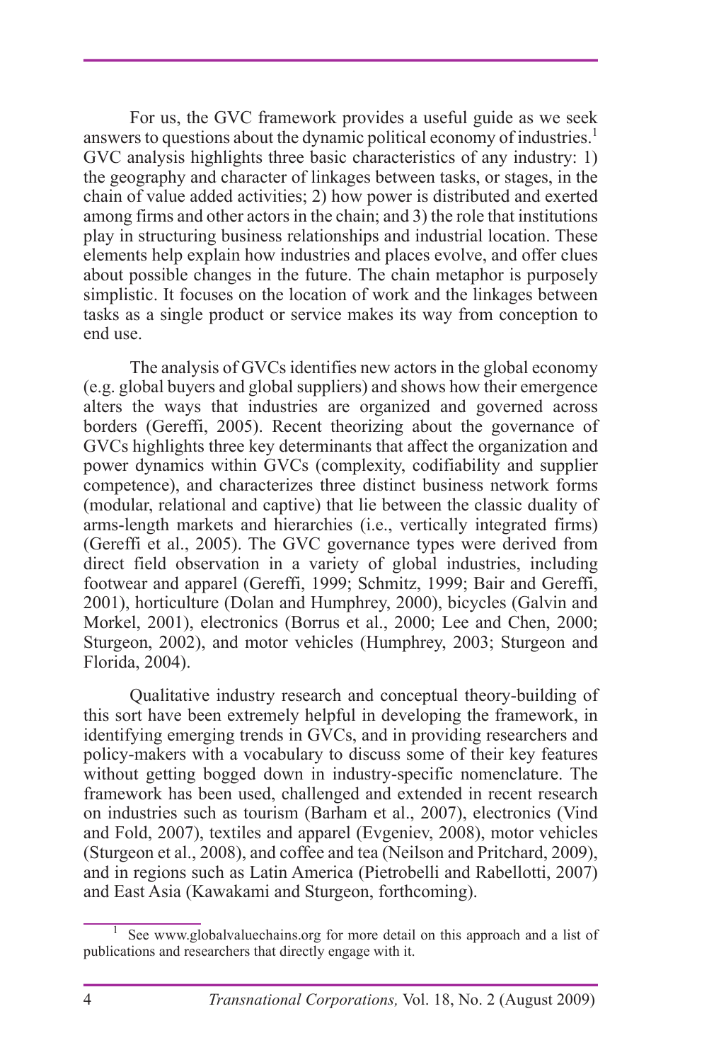For us, the GVC framework provides a useful guide as we seek answers to questions about the dynamic political economy of industries.[1] GVC analysis highlights three basic characteristics of any industry: 1) the geography and character of linkages between tasks, or stages, in the chain of value added activities; 2) how power is distributed and exerted among firms and other actors in the chain; and 3) the role that institutions play in structuring business relationships and industrial location. These elements help explain how industries and places evolve, and offer clues about possible changes in the future. The chain metaphor is purposely simplistic. It focuses on the location of work and the linkages between tasks as a single product or service makes its way from conception to end use.

The analysis of GVCs identifies new actors in the global economy (e.g. global buyers and global suppliers) and shows how their emergence alters the ways that industries are organized and governed across borders (Gereffi, 2005). Recent theorizing about the governance of GVCs highlights three key determinants that affect the organization and power dynamics within GVCs (complexity, codifiability and supplier competence), and characterizes three distinct business network forms (modular, relational and captive) that lie between the classic duality of arms-length markets and hierarchies (i.e., vertically integrated firms) (Gereffi et al., 2005). The GVC governance types were derived from direct field observation in a variety of global industries, including footwear and apparel (Gereffi, 1999; Schmitz, 1999; Bair and Gereffi, 2001), horticulture (Dolan and Humphrey, 2000), bicycles (Galvin and Morkel, 2001), electronics (Borrus et al., 2000; Lee and Chen, 2000; Sturgeon, 2002), and motor vehicles (Humphrey, 2003; Sturgeon and Florida, 2004).

Qualitative industry research and conceptual theory-building of this sort have been extremely helpful in developing the framework, in identifying emerging trends in GVCs, and in providing researchers and policy-makers with a vocabulary to discuss some of their key features without getting bogged down in industry-specific nomenclature. The framework has been used, challenged and extended in recent research on industries such as tourism (Barham et al., 2007), electronics (Vind and Fold, 2007), textiles and apparel (Evgeniev, 2008), motor vehicles (Sturgeon et al., 2008), and coffee and tea (Neilson and Pritchard, 2009), and in regions such as Latin America (Pietrobelli and Rabellotti, 2007) and East Asia (Kawakami and Sturgeon, forthcoming).

---

[1] See www.globalvaluechains.org for more detail on this approach and a list of publications and researchers that directly engage with it.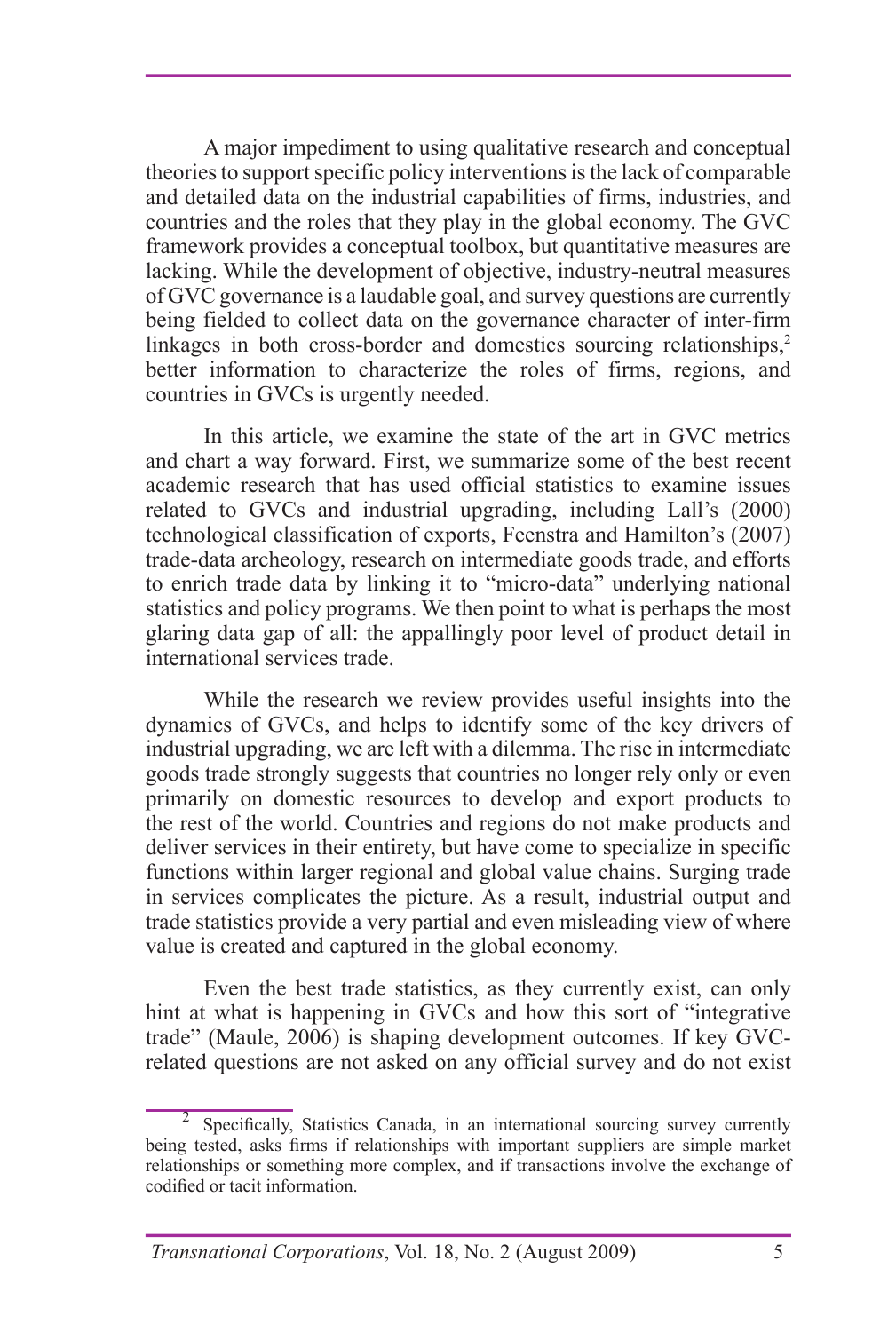A major impediment to using qualitative research and conceptual theories to support specific policy interventions is the lack of comparable and detailed data on the industrial capabilities of firms, industries, and countries and the roles that they play in the global economy. The GVC framework provides a conceptual toolbox, but quantitative measures are lacking. While the development of objective, industry-neutral measures of GVC governance is a laudable goal, and survey questions are currently being fielded to collect data on the governance character of inter-firm linkages in both cross-border and domestics sourcing relationships,[2] better information to characterize the roles of firms, regions, and countries in GVCs is urgently needed.

In this article, we examine the state of the art in GVC metrics and chart a way forward. First, we summarize some of the best recent academic research that has used official statistics to examine issues related to GVCs and industrial upgrading, including Lall's (2000) technological classification of exports, Feenstra and Hamilton's (2007) trade-data archeology, research on intermediate goods trade, and efforts to enrich trade data by linking it to "micro-data" underlying national statistics and policy programs. We then point to what is perhaps the most glaring data gap of all: the appallingly poor level of product detail in international services trade.

While the research we review provides useful insights into the dynamics of GVCs, and helps to identify some of the key drivers of industrial upgrading, we are left with a dilemma. The rise in intermediate goods trade strongly suggests that countries no longer rely only or even primarily on domestic resources to develop and export products to the rest of the world. Countries and regions do not make products and deliver services in their entirety, but have come to specialize in specific functions within larger regional and global value chains. Surging trade in services complicates the picture. As a result, industrial output and trade statistics provide a very partial and even misleading view of where value is created and captured in the global economy.

Even the best trade statistics, as they currently exist, can only hint at what is happening in GVCs and how this sort of "integrative trade" (Maule, 2006) is shaping development outcomes. If key GVC-related questions are not asked on any official survey and do not exist

---

[2] Specifically, Statistics Canada, in an international sourcing survey currently being tested, asks firms if relationships with important suppliers are simple market relationships or something more complex, and if transactions involve the exchange of codified or tacit information.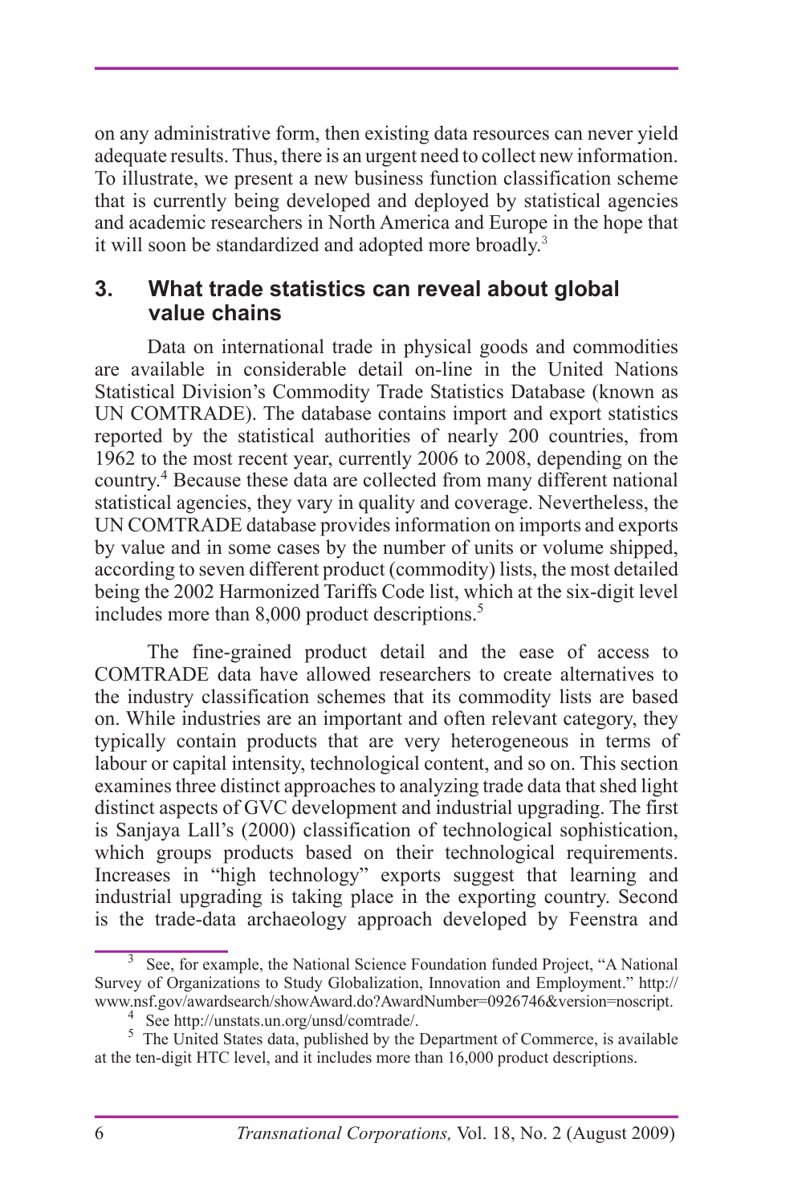on any administrative form, then existing data resources can never yield adequate results. Thus, there is an urgent need to collect new information. To illustrate, we present a new business function classification scheme that is currently being developed and deployed by statistical agencies and academic researchers in North America and Europe in the hope that it will soon be standardized and adopted more broadly.[3]

## 3. What trade statistics can reveal about global value chains

Data on international trade in physical goods and commodities are available in considerable detail on-line in the United Nations Statistical Division's Commodity Trade Statistics Database (known as UN COMTRADE). The database contains import and export statistics reported by the statistical authorities of nearly 200 countries, from 1962 to the most recent year, currently 2006 to 2008, depending on the country.[4] Because these data are collected from many different national statistical agencies, they vary in quality and coverage. Nevertheless, the UN COMTRADE database provides information on imports and exports by value and in some cases by the number of units or volume shipped, according to seven different product (commodity) lists, the most detailed being the 2002 Harmonized Tariffs Code list, which at the six-digit level includes more than 8,000 product descriptions.[5]

The fine-grained product detail and the ease of access to COMTRADE data have allowed researchers to create alternatives to the industry classification schemes that its commodity lists are based on. While industries are an important and often relevant category, they typically contain products that are very heterogeneous in terms of labour or capital intensity, technological content, and so on. This section examines three distinct approaches to analyzing trade data that shed light distinct aspects of GVC development and industrial upgrading. The first is Sanjaya Lall's (2000) classification of technological sophistication, which groups products based on their technological requirements. Increases in "high technology" exports suggest that learning and industrial upgrading is taking place in the exporting country. Second is the trade-data archaeology approach developed by Feenstra and

---

[3] See, for example, the National Science Foundation funded Project, "A National Survey of Organizations to Study Globalization, Innovation and Employment." http://www.nsf.gov/awardsearch/showAward.do?AwardNumber=0926746&version=noscript.

[4] See http://unstats.un.org/unsd/comtrade/.

[5] The United States data, published by the Department of Commerce, is available at the ten-digit HTC level, and it includes more than 16,000 product descriptions.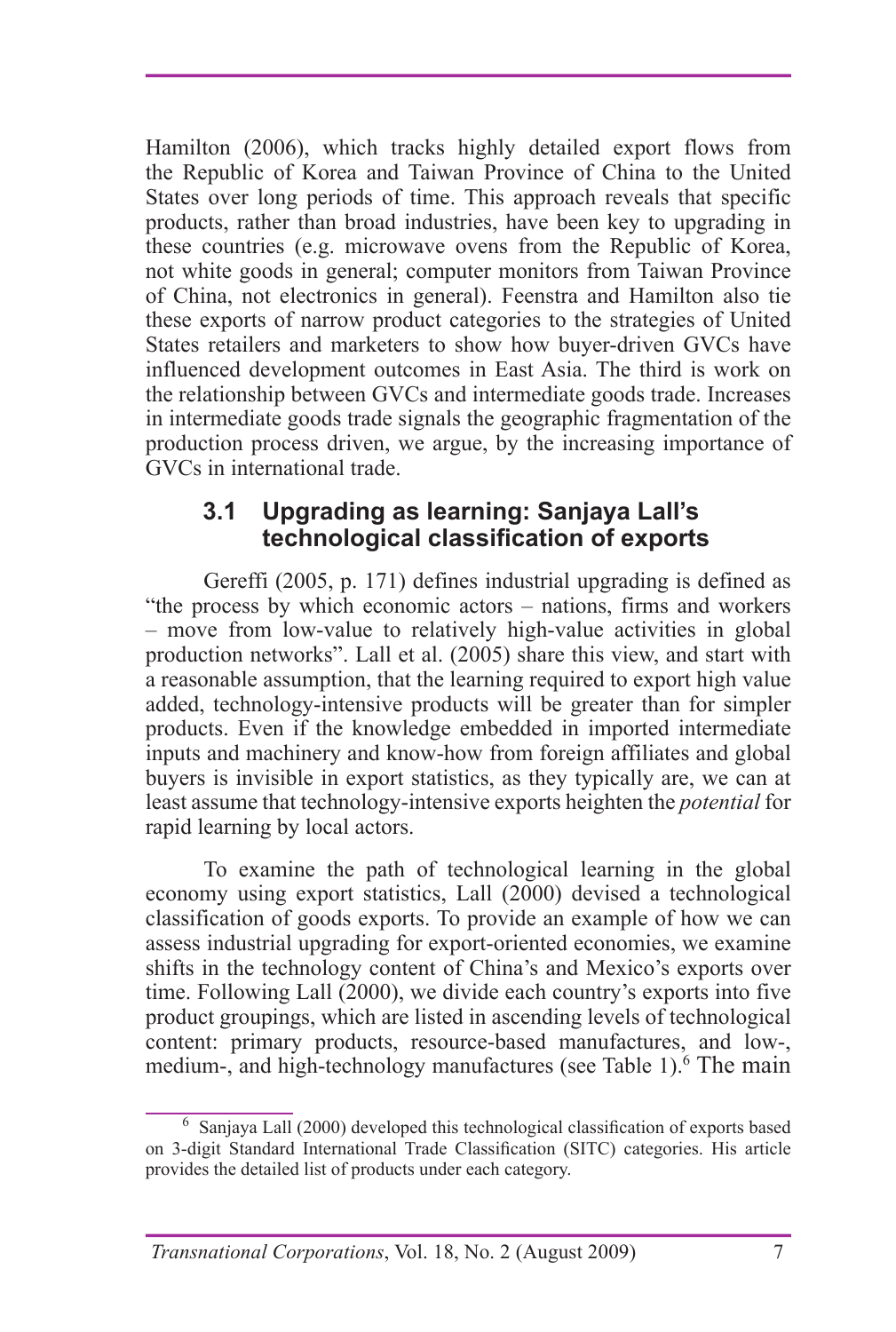Hamilton (2006), which tracks highly detailed export flows from the Republic of Korea and Taiwan Province of China to the United States over long periods of time. This approach reveals that specific products, rather than broad industries, have been key to upgrading in these countries (e.g. microwave ovens from the Republic of Korea, not white goods in general; computer monitors from Taiwan Province of China, not electronics in general). Feenstra and Hamilton also tie these exports of narrow product categories to the strategies of United States retailers and marketers to show how buyer-driven GVCs have influenced development outcomes in East Asia. The third is work on the relationship between GVCs and intermediate goods trade. Increases in intermediate goods trade signals the geographic fragmentation of the production process driven, we argue, by the increasing importance of GVCs in international trade.

### 3.1 Upgrading as learning: Sanjaya Lall's technological classification of exports

Gereffi (2005, p. 171) defines industrial upgrading is defined as "the process by which economic actors – nations, firms and workers – move from low-value to relatively high-value activities in global production networks". Lall et al. (2005) share this view, and start with a reasonable assumption, that the learning required to export high value added, technology-intensive products will be greater than for simpler products. Even if the knowledge embedded in imported intermediate inputs and machinery and know-how from foreign affiliates and global buyers is invisible in export statistics, as they typically are, we can at least assume that technology-intensive exports heighten the *potential* for rapid learning by local actors.

To examine the path of technological learning in the global economy using export statistics, Lall (2000) devised a technological classification of goods exports. To provide an example of how we can assess industrial upgrading for export-oriented economies, we examine shifts in the technology content of China's and Mexico's exports over time. Following Lall (2000), we divide each country's exports into five product groupings, which are listed in ascending levels of technological content: primary products, resource-based manufactures, and low-, medium-, and high-technology manufactures (see Table 1).[6] The main

[6] Sanjaya Lall (2000) developed this technological classification of exports based on 3-digit Standard International Trade Classification (SITC) categories. His article provides the detailed list of products under each category.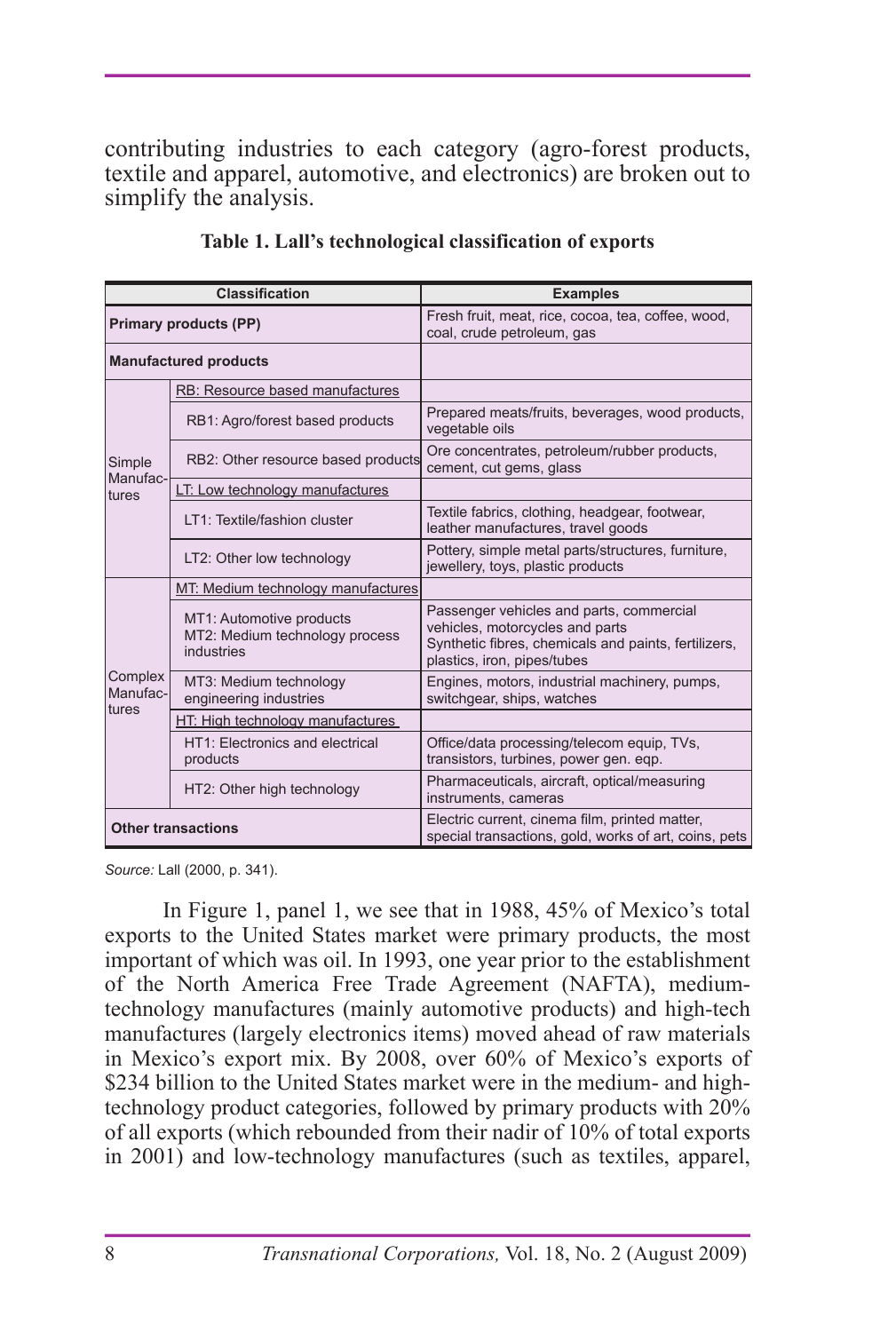contributing industries to each category (agro-forest products, textile and apparel, automotive, and electronics) are broken out to simplify the analysis.

**Table 1. Lall's technological classification of exports**

| Classification | | Examples |
|---|---|---|
| **Primary products (PP)** | | Fresh fruit, meat, rice, cocoa, tea, coffee, wood, coal, crude petroleum, gas |
| **Manufactured products** | | |
| Simple Manufactures | RB: Resource based manufactures | |
| | RB1: Agro/forest based products | Prepared meats/fruits, beverages, wood products, vegetable oils |
| | RB2: Other resource based products | Ore concentrates, petroleum/rubber products, cement, cut gems, glass |
| | LT: Low technology manufactures | |
| | LT1: Textile/fashion cluster | Textile fabrics, clothing, headgear, footwear, leather manufactures, travel goods |
| | LT2: Other low technology | Pottery, simple metal parts/structures, furniture, jewellery, toys, plastic products |
| Complex Manufactures | MT: Medium technology manufactures | |
| | MT1: Automotive products<br>MT2: Medium technology process industries | Passenger vehicles and parts, commercial vehicles, motorcycles and parts<br>Synthetic fibres, chemicals and paints, fertilizers, plastics, iron, pipes/tubes |
| | MT3: Medium technology engineering industries | Engines, motors, industrial machinery, pumps, switchgear, ships, watches |
| | HT: High technology manufactures | |
| | HT1: Electronics and electrical products | Office/data processing/telecom equip, TVs, transistors, turbines, power gen. eqp. |
| | HT2: Other high technology | Pharmaceuticals, aircraft, optical/measuring instruments, cameras |
| **Other transactions** | | Electric current, cinema film, printed matter, special transactions, gold, works of art, coins, pets |

*Source:* Lall (2000, p. 341).

In Figure 1, panel 1, we see that in 1988, 45% of Mexico's total exports to the United States market were primary products, the most important of which was oil. In 1993, one year prior to the establishment of the North America Free Trade Agreement (NAFTA), medium-technology manufactures (mainly automotive products) and high-tech manufactures (largely electronics items) moved ahead of raw materials in Mexico's export mix. By 2008, over 60% of Mexico's exports of $234 billion to the United States market were in the medium- and high-technology product categories, followed by primary products with 20% of all exports (which rebounded from their nadir of 10% of total exports in 2001) and low-technology manufactures (such as textiles, apparel,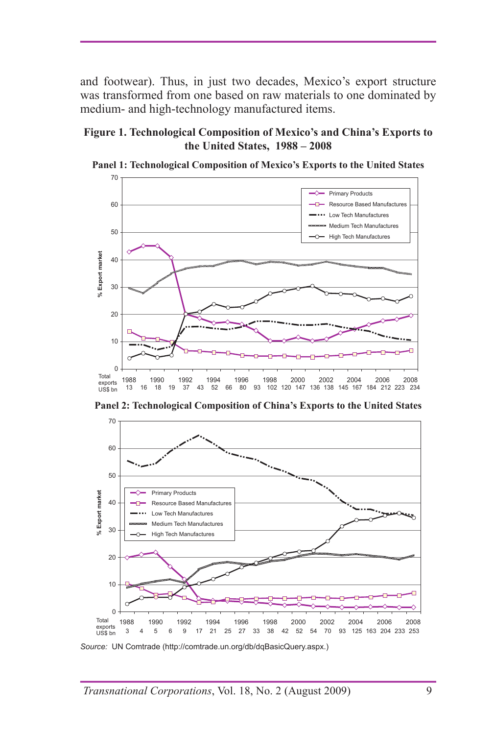and footwear). Thus, in just two decades, Mexico's export structure was transformed from one based on raw materials to one dominated by medium- and high-technology manufactured items.

**Figure 1. Technological Composition of Mexico's and China's Exports to the United States, 1988 – 2008**

**Panel 1: Technological Composition of Mexico's Exports to the United States**

**Panel 2: Technological Composition of China's Exports to the United States**

*Source:* UN Comtrade (http://comtrade.un.org/db/dqBasicQuery.aspx.)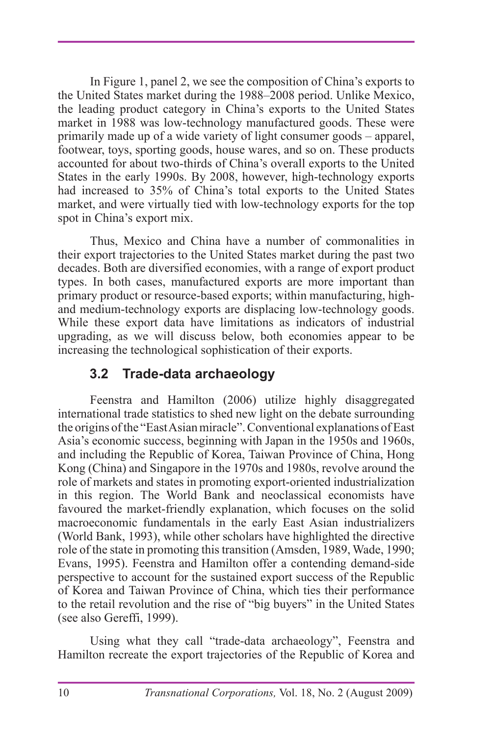In Figure 1, panel 2, we see the composition of China's exports to the United States market during the 1988–2008 period. Unlike Mexico, the leading product category in China's exports to the United States market in 1988 was low-technology manufactured goods. These were primarily made up of a wide variety of light consumer goods – apparel, footwear, toys, sporting goods, house wares, and so on. These products accounted for about two-thirds of China's overall exports to the United States in the early 1990s. By 2008, however, high-technology exports had increased to 35% of China's total exports to the United States market, and were virtually tied with low-technology exports for the top spot in China's export mix.

Thus, Mexico and China have a number of commonalities in their export trajectories to the United States market during the past two decades. Both are diversified economies, with a range of export product types. In both cases, manufactured exports are more important than primary product or resource-based exports; within manufacturing, high- and medium-technology exports are displacing low-technology goods. While these export data have limitations as indicators of industrial upgrading, as we will discuss below, both economies appear to be increasing the technological sophistication of their exports.

### 3.2 Trade-data archaeology

Feenstra and Hamilton (2006) utilize highly disaggregated international trade statistics to shed new light on the debate surrounding the origins of the "East Asian miracle". Conventional explanations of East Asia's economic success, beginning with Japan in the 1950s and 1960s, and including the Republic of Korea, Taiwan Province of China, Hong Kong (China) and Singapore in the 1970s and 1980s, revolve around the role of markets and states in promoting export-oriented industrialization in this region. The World Bank and neoclassical economists have favoured the market-friendly explanation, which focuses on the solid macroeconomic fundamentals in the early East Asian industrializers (World Bank, 1993), while other scholars have highlighted the directive role of the state in promoting this transition (Amsden, 1989, Wade, 1990; Evans, 1995). Feenstra and Hamilton offer a contending demand-side perspective to account for the sustained export success of the Republic of Korea and Taiwan Province of China, which ties their performance to the retail revolution and the rise of "big buyers" in the United States (see also Gereffi, 1999).

Using what they call "trade-data archaeology", Feenstra and Hamilton recreate the export trajectories of the Republic of Korea and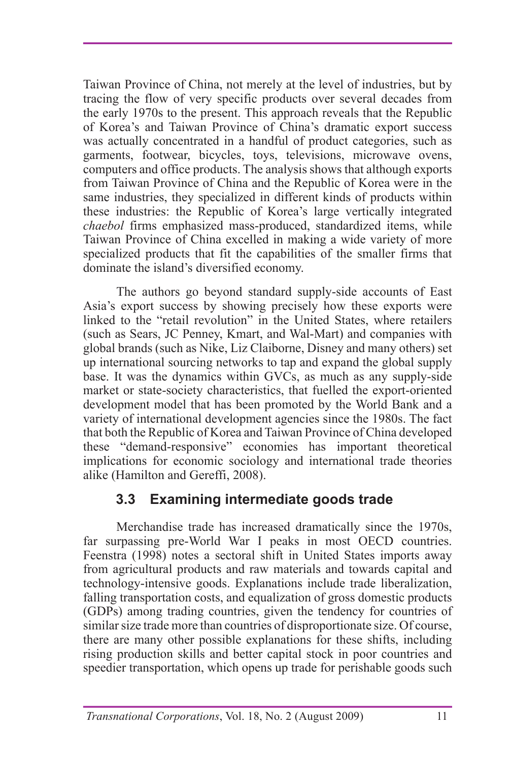Taiwan Province of China, not merely at the level of industries, but by tracing the flow of very specific products over several decades from the early 1970s to the present. This approach reveals that the Republic of Korea's and Taiwan Province of China's dramatic export success was actually concentrated in a handful of product categories, such as garments, footwear, bicycles, toys, televisions, microwave ovens, computers and office products. The analysis shows that although exports from Taiwan Province of China and the Republic of Korea were in the same industries, they specialized in different kinds of products within these industries: the Republic of Korea's large vertically integrated *chaebol* firms emphasized mass-produced, standardized items, while Taiwan Province of China excelled in making a wide variety of more specialized products that fit the capabilities of the smaller firms that dominate the island's diversified economy.

The authors go beyond standard supply-side accounts of East Asia's export success by showing precisely how these exports were linked to the "retail revolution" in the United States, where retailers (such as Sears, JC Penney, Kmart, and Wal-Mart) and companies with global brands (such as Nike, Liz Claiborne, Disney and many others) set up international sourcing networks to tap and expand the global supply base. It was the dynamics within GVCs, as much as any supply-side market or state-society characteristics, that fuelled the export-oriented development model that has been promoted by the World Bank and a variety of international development agencies since the 1980s. The fact that both the Republic of Korea and Taiwan Province of China developed these "demand-responsive" economies has important theoretical implications for economic sociology and international trade theories alike (Hamilton and Gereffi, 2008).

### 3.3 Examining intermediate goods trade

Merchandise trade has increased dramatically since the 1970s, far surpassing pre-World War I peaks in most OECD countries. Feenstra (1998) notes a sectoral shift in United States imports away from agricultural products and raw materials and towards capital and technology-intensive goods. Explanations include trade liberalization, falling transportation costs, and equalization of gross domestic products (GDPs) among trading countries, given the tendency for countries of similar size trade more than countries of disproportionate size. Of course, there are many other possible explanations for these shifts, including rising production skills and better capital stock in poor countries and speedier transportation, which opens up trade for perishable goods such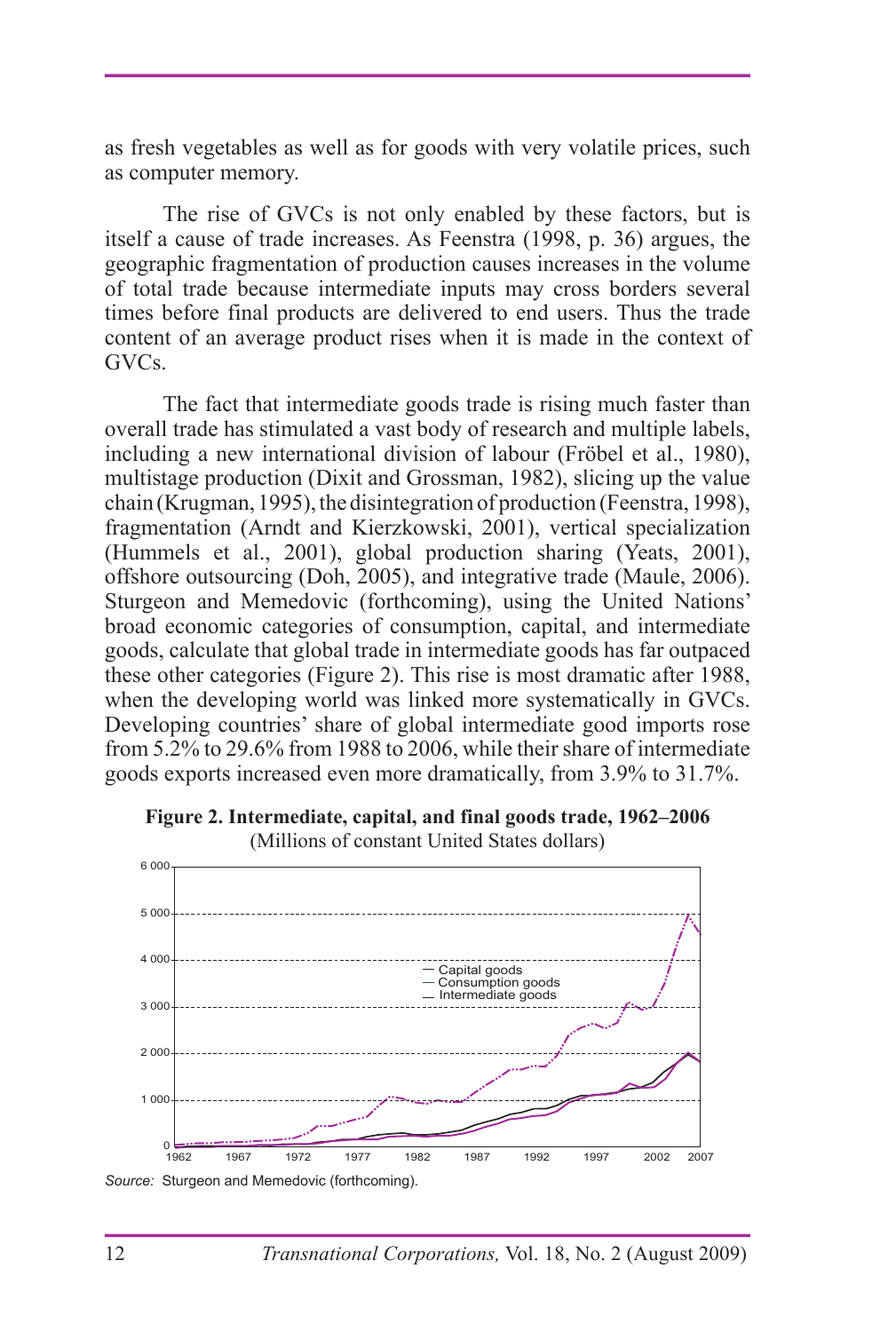as fresh vegetables as well as for goods with very volatile prices, such as computer memory.

The rise of GVCs is not only enabled by these factors, but is itself a cause of trade increases. As Feenstra (1998, p. 36) argues, the geographic fragmentation of production causes increases in the volume of total trade because intermediate inputs may cross borders several times before final products are delivered to end users. Thus the trade content of an average product rises when it is made in the context of GVCs.

The fact that intermediate goods trade is rising much faster than overall trade has stimulated a vast body of research and multiple labels, including a new international division of labour (Fröbel et al., 1980), multistage production (Dixit and Grossman, 1982), slicing up the value chain (Krugman, 1995), the disintegration of production (Feenstra, 1998), fragmentation (Arndt and Kierzkowski, 2001), vertical specialization (Hummels et al., 2001), global production sharing (Yeats, 2001), offshore outsourcing (Doh, 2005), and integrative trade (Maule, 2006). Sturgeon and Memedovic (forthcoming), using the United Nations' broad economic categories of consumption, capital, and intermediate goods, calculate that global trade in intermediate goods has far outpaced these other categories (Figure 2). This rise is most dramatic after 1988, when the developing world was linked more systematically in GVCs. Developing countries' share of global intermediate good imports rose from 5.2% to 29.6% from 1988 to 2006, while their share of intermediate goods exports increased even more dramatically, from 3.9% to 31.7%.

**Figure 2. Intermediate, capital, and final goods trade, 1962–2006**
(Millions of constant United States dollars)

*Source:* Sturgeon and Memedovic (forthcoming).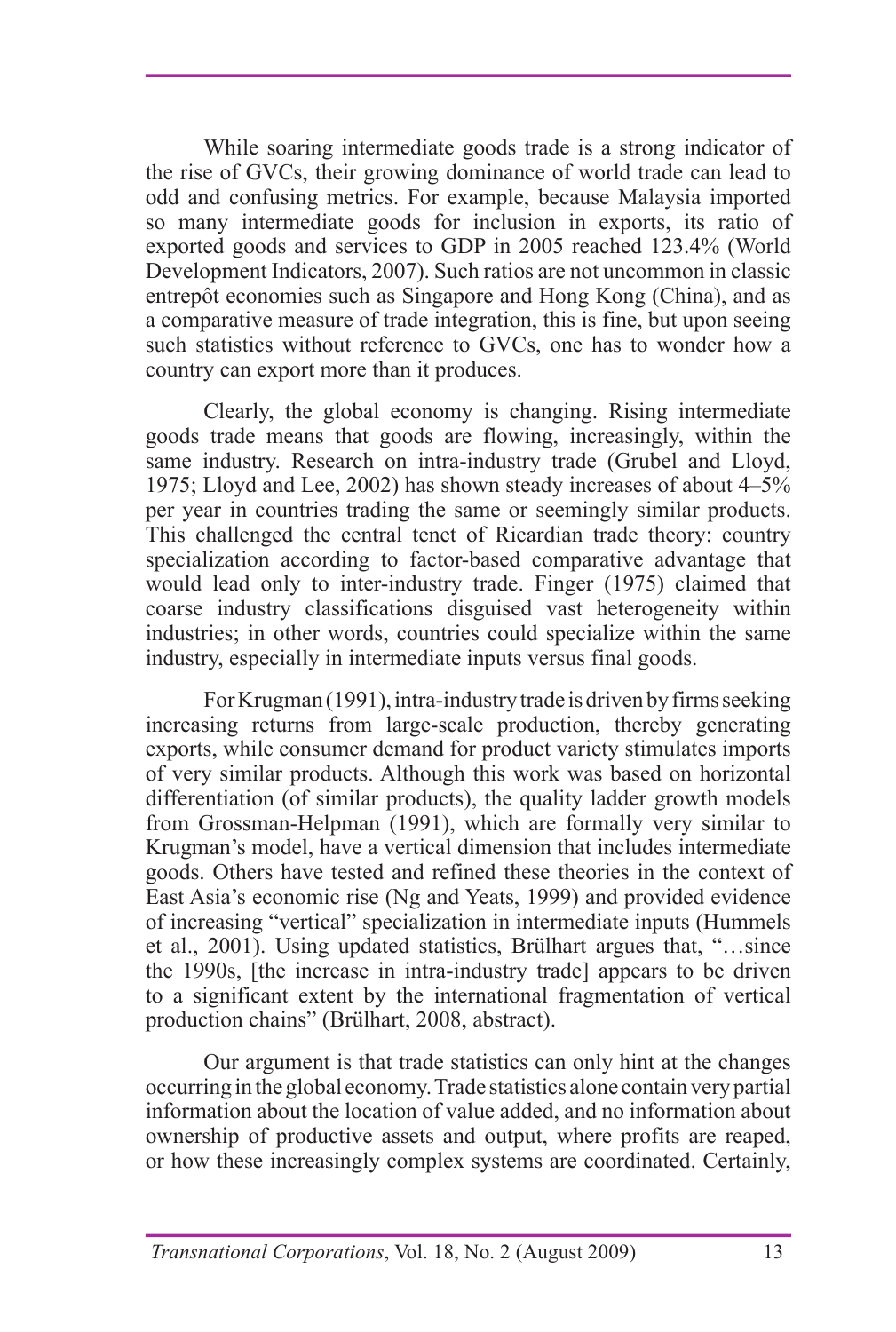While soaring intermediate goods trade is a strong indicator of the rise of GVCs, their growing dominance of world trade can lead to odd and confusing metrics. For example, because Malaysia imported so many intermediate goods for inclusion in exports, its ratio of exported goods and services to GDP in 2005 reached 123.4% (World Development Indicators, 2007). Such ratios are not uncommon in classic entrepôt economies such as Singapore and Hong Kong (China), and as a comparative measure of trade integration, this is fine, but upon seeing such statistics without reference to GVCs, one has to wonder how a country can export more than it produces.

Clearly, the global economy is changing. Rising intermediate goods trade means that goods are flowing, increasingly, within the same industry. Research on intra-industry trade (Grubel and Lloyd, 1975; Lloyd and Lee, 2002) has shown steady increases of about 4–5% per year in countries trading the same or seemingly similar products. This challenged the central tenet of Ricardian trade theory: country specialization according to factor-based comparative advantage that would lead only to inter-industry trade. Finger (1975) claimed that coarse industry classifications disguised vast heterogeneity within industries; in other words, countries could specialize within the same industry, especially in intermediate inputs versus final goods.

For Krugman (1991), intra-industry trade is driven by firms seeking increasing returns from large-scale production, thereby generating exports, while consumer demand for product variety stimulates imports of very similar products. Although this work was based on horizontal differentiation (of similar products), the quality ladder growth models from Grossman-Helpman (1991), which are formally very similar to Krugman's model, have a vertical dimension that includes intermediate goods. Others have tested and refined these theories in the context of East Asia's economic rise (Ng and Yeats, 1999) and provided evidence of increasing "vertical" specialization in intermediate inputs (Hummels et al., 2001). Using updated statistics, Brülhart argues that, "…since the 1990s, [the increase in intra-industry trade] appears to be driven to a significant extent by the international fragmentation of vertical production chains" (Brülhart, 2008, abstract).

Our argument is that trade statistics can only hint at the changes occurring in the global economy. Trade statistics alone contain very partial information about the location of value added, and no information about ownership of productive assets and output, where profits are reaped, or how these increasingly complex systems are coordinated. Certainly,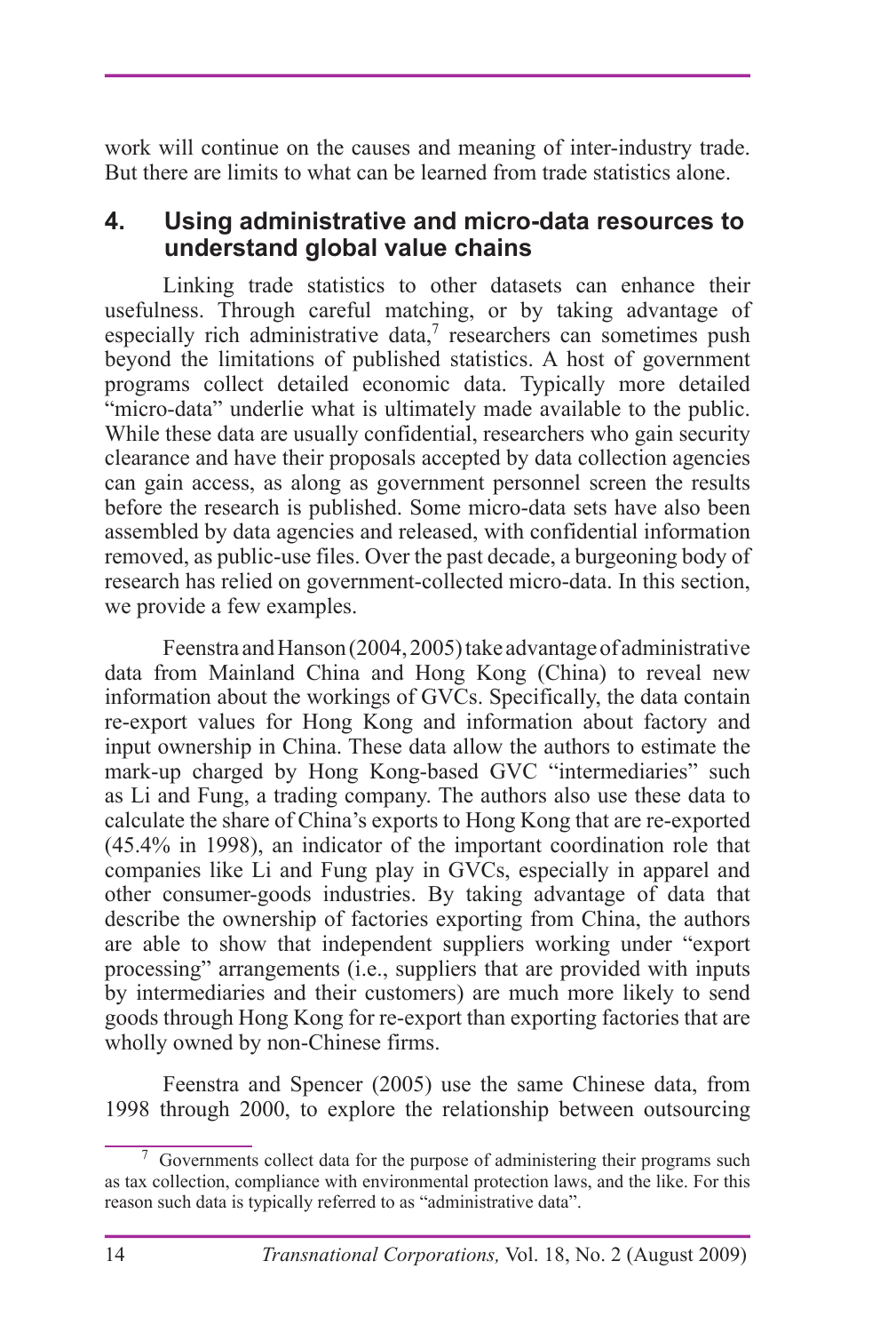work will continue on the causes and meaning of inter-industry trade. But there are limits to what can be learned from trade statistics alone.

## 4. Using administrative and micro-data resources to understand global value chains

Linking trade statistics to other datasets can enhance their usefulness. Through careful matching, or by taking advantage of especially rich administrative data,[7] researchers can sometimes push beyond the limitations of published statistics. A host of government programs collect detailed economic data. Typically more detailed "micro-data" underlie what is ultimately made available to the public. While these data are usually confidential, researchers who gain security clearance and have their proposals accepted by data collection agencies can gain access, as along as government personnel screen the results before the research is published. Some micro-data sets have also been assembled by data agencies and released, with confidential information removed, as public-use files. Over the past decade, a burgeoning body of research has relied on government-collected micro-data. In this section, we provide a few examples.

Feenstra and Hanson (2004, 2005) take advantage of administrative data from Mainland China and Hong Kong (China) to reveal new information about the workings of GVCs. Specifically, the data contain re-export values for Hong Kong and information about factory and input ownership in China. These data allow the authors to estimate the mark-up charged by Hong Kong-based GVC "intermediaries" such as Li and Fung, a trading company. The authors also use these data to calculate the share of China's exports to Hong Kong that are re-exported (45.4% in 1998), an indicator of the important coordination role that companies like Li and Fung play in GVCs, especially in apparel and other consumer-goods industries. By taking advantage of data that describe the ownership of factories exporting from China, the authors are able to show that independent suppliers working under "export processing" arrangements (i.e., suppliers that are provided with inputs by intermediaries and their customers) are much more likely to send goods through Hong Kong for re-export than exporting factories that are wholly owned by non-Chinese firms.

Feenstra and Spencer (2005) use the same Chinese data, from 1998 through 2000, to explore the relationship between outsourcing

---

[7] Governments collect data for the purpose of administering their programs such as tax collection, compliance with environmental protection laws, and the like. For this reason such data is typically referred to as "administrative data".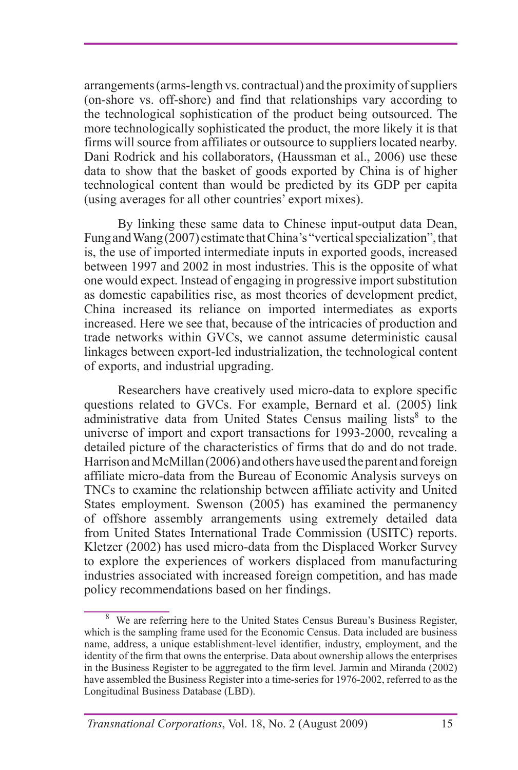arrangements (arms-length vs. contractual) and the proximity of suppliers (on-shore vs. off-shore) and find that relationships vary according to the technological sophistication of the product being outsourced. The more technologically sophisticated the product, the more likely it is that firms will source from affiliates or outsource to suppliers located nearby. Dani Rodrick and his collaborators, (Haussman et al., 2006) use these data to show that the basket of goods exported by China is of higher technological content than would be predicted by its GDP per capita (using averages for all other countries' export mixes).

By linking these same data to Chinese input-output data Dean, Fung and Wang (2007) estimate that China's "vertical specialization", that is, the use of imported intermediate inputs in exported goods, increased between 1997 and 2002 in most industries. This is the opposite of what one would expect. Instead of engaging in progressive import substitution as domestic capabilities rise, as most theories of development predict, China increased its reliance on imported intermediates as exports increased. Here we see that, because of the intricacies of production and trade networks within GVCs, we cannot assume deterministic causal linkages between export-led industrialization, the technological content of exports, and industrial upgrading.

Researchers have creatively used micro-data to explore specific questions related to GVCs. For example, Bernard et al. (2005) link administrative data from United States Census mailing lists[8] to the universe of import and export transactions for 1993-2000, revealing a detailed picture of the characteristics of firms that do and do not trade. Harrison and McMillan (2006) and others have used the parent and foreign affiliate micro-data from the Bureau of Economic Analysis surveys on TNCs to examine the relationship between affiliate activity and United States employment. Swenson (2005) has examined the permanency of offshore assembly arrangements using extremely detailed data from United States International Trade Commission (USITC) reports. Kletzer (2002) has used micro-data from the Displaced Worker Survey to explore the experiences of workers displaced from manufacturing industries associated with increased foreign competition, and has made policy recommendations based on her findings.

[8] We are referring here to the United States Census Bureau's Business Register, which is the sampling frame used for the Economic Census. Data included are business name, address, a unique establishment-level identifier, industry, employment, and the identity of the firm that owns the enterprise. Data about ownership allows the enterprises in the Business Register to be aggregated to the firm level. Jarmin and Miranda (2002) have assembled the Business Register into a time-series for 1976-2002, referred to as the Longitudinal Business Database (LBD).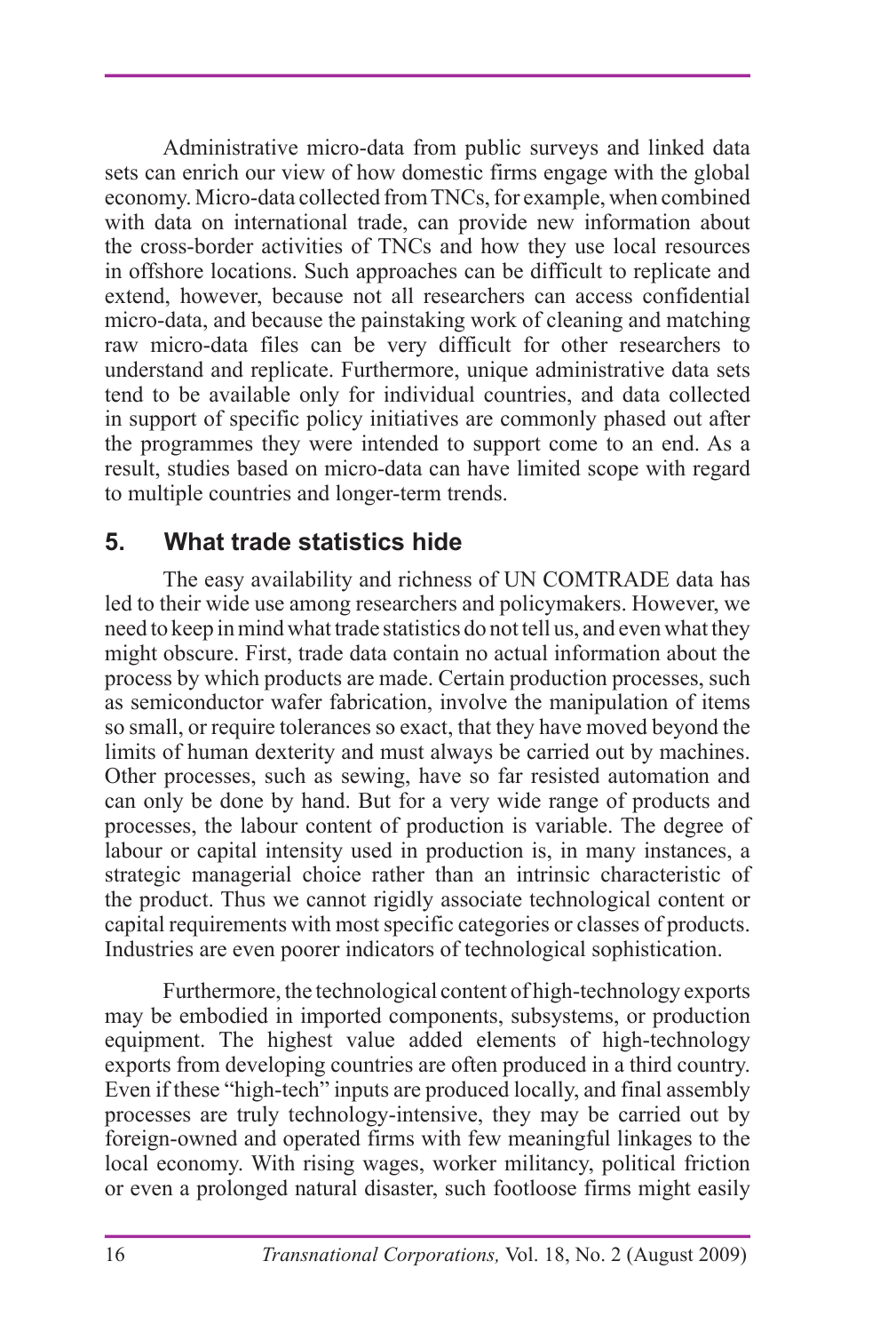Administrative micro-data from public surveys and linked data sets can enrich our view of how domestic firms engage with the global economy. Micro-data collected from TNCs, for example, when combined with data on international trade, can provide new information about the cross-border activities of TNCs and how they use local resources in offshore locations. Such approaches can be difficult to replicate and extend, however, because not all researchers can access confidential micro-data, and because the painstaking work of cleaning and matching raw micro-data files can be very difficult for other researchers to understand and replicate. Furthermore, unique administrative data sets tend to be available only for individual countries, and data collected in support of specific policy initiatives are commonly phased out after the programmes they were intended to support come to an end. As a result, studies based on micro-data can have limited scope with regard to multiple countries and longer-term trends.

## 5. What trade statistics hide

The easy availability and richness of UN COMTRADE data has led to their wide use among researchers and policymakers. However, we need to keep in mind what trade statistics do not tell us, and even what they might obscure. First, trade data contain no actual information about the process by which products are made. Certain production processes, such as semiconductor wafer fabrication, involve the manipulation of items so small, or require tolerances so exact, that they have moved beyond the limits of human dexterity and must always be carried out by machines. Other processes, such as sewing, have so far resisted automation and can only be done by hand. But for a very wide range of products and processes, the labour content of production is variable. The degree of labour or capital intensity used in production is, in many instances, a strategic managerial choice rather than an intrinsic characteristic of the product. Thus we cannot rigidly associate technological content or capital requirements with most specific categories or classes of products. Industries are even poorer indicators of technological sophistication.

Furthermore, the technological content of high-technology exports may be embodied in imported components, subsystems, or production equipment. The highest value added elements of high-technology exports from developing countries are often produced in a third country. Even if these "high-tech" inputs are produced locally, and final assembly processes are truly technology-intensive, they may be carried out by foreign-owned and operated firms with few meaningful linkages to the local economy. With rising wages, worker militancy, political friction or even a prolonged natural disaster, such footloose firms might easily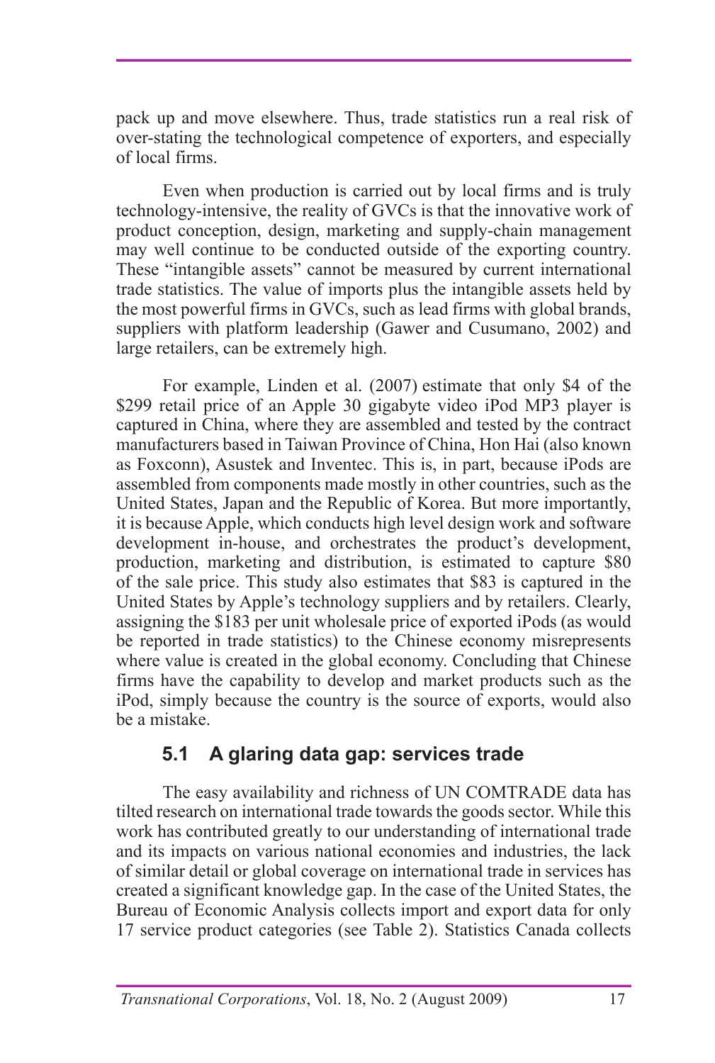pack up and move elsewhere. Thus, trade statistics run a real risk of over-stating the technological competence of exporters, and especially of local firms.

Even when production is carried out by local firms and is truly technology-intensive, the reality of GVCs is that the innovative work of product conception, design, marketing and supply-chain management may well continue to be conducted outside of the exporting country. These "intangible assets" cannot be measured by current international trade statistics. The value of imports plus the intangible assets held by the most powerful firms in GVCs, such as lead firms with global brands, suppliers with platform leadership (Gawer and Cusumano, 2002) and large retailers, can be extremely high.

For example, Linden et al. (2007) estimate that only $4 of the $299 retail price of an Apple 30 gigabyte video iPod MP3 player is captured in China, where they are assembled and tested by the contract manufacturers based in Taiwan Province of China, Hon Hai (also known as Foxconn), Asustek and Inventec. This is, in part, because iPods are assembled from components made mostly in other countries, such as the United States, Japan and the Republic of Korea. But more importantly, it is because Apple, which conducts high level design work and software development in-house, and orchestrates the product's development, production, marketing and distribution, is estimated to capture $80 of the sale price. This study also estimates that $83 is captured in the United States by Apple's technology suppliers and by retailers. Clearly, assigning the $183 per unit wholesale price of exported iPods (as would be reported in trade statistics) to the Chinese economy misrepresents where value is created in the global economy. Concluding that Chinese firms have the capability to develop and market products such as the iPod, simply because the country is the source of exports, would also be a mistake.

### 5.1 A glaring data gap: services trade

The easy availability and richness of UN COMTRADE data has tilted research on international trade towards the goods sector. While this work has contributed greatly to our understanding of international trade and its impacts on various national economies and industries, the lack of similar detail or global coverage on international trade in services has created a significant knowledge gap. In the case of the United States, the Bureau of Economic Analysis collects import and export data for only 17 service product categories (see Table 2). Statistics Canada collects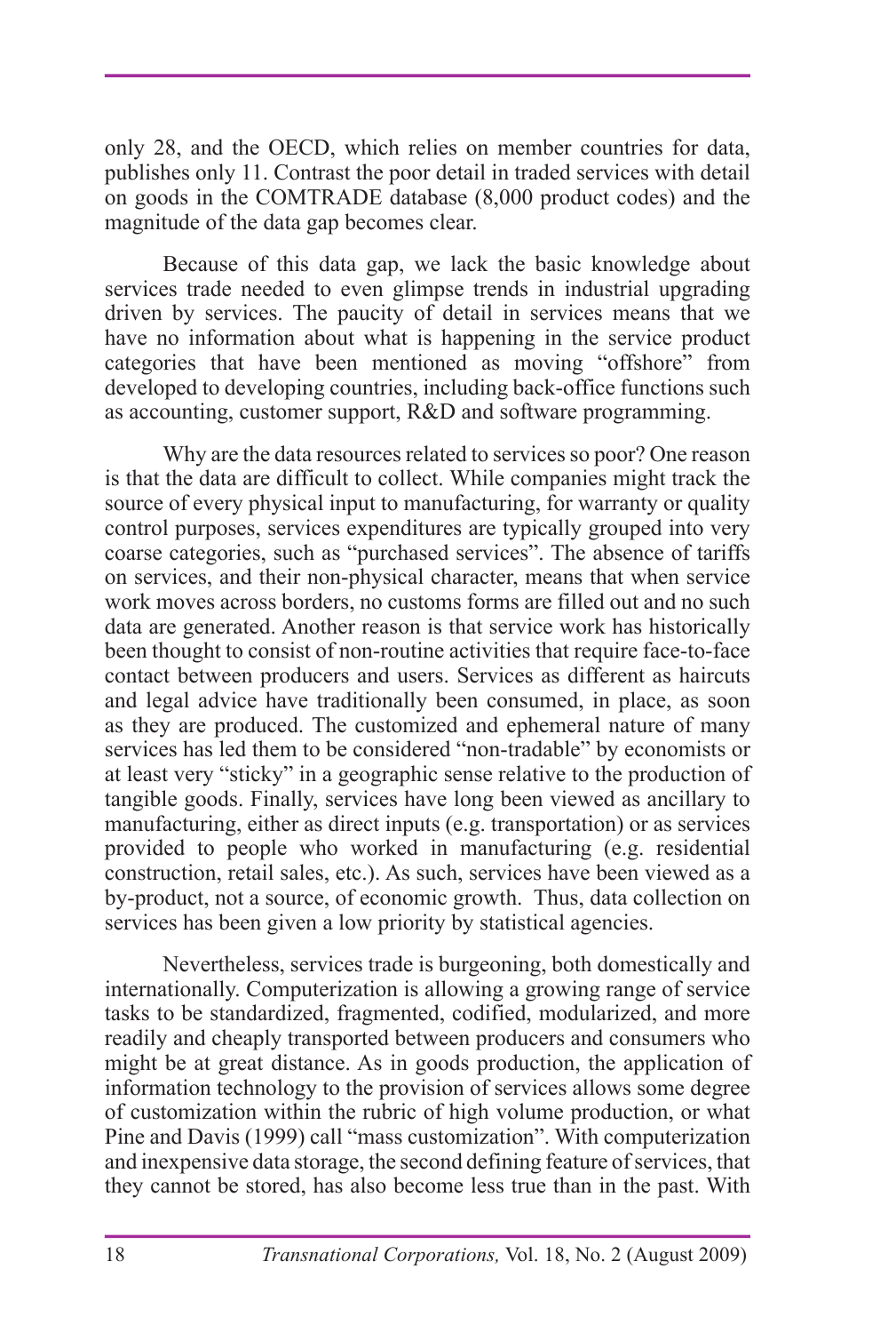only 28, and the OECD, which relies on member countries for data, publishes only 11. Contrast the poor detail in traded services with detail on goods in the COMTRADE database (8,000 product codes) and the magnitude of the data gap becomes clear.

Because of this data gap, we lack the basic knowledge about services trade needed to even glimpse trends in industrial upgrading driven by services. The paucity of detail in services means that we have no information about what is happening in the service product categories that have been mentioned as moving "offshore" from developed to developing countries, including back-office functions such as accounting, customer support, R&D and software programming.

Why are the data resources related to services so poor? One reason is that the data are difficult to collect. While companies might track the source of every physical input to manufacturing, for warranty or quality control purposes, services expenditures are typically grouped into very coarse categories, such as "purchased services". The absence of tariffs on services, and their non-physical character, means that when service work moves across borders, no customs forms are filled out and no such data are generated. Another reason is that service work has historically been thought to consist of non-routine activities that require face-to-face contact between producers and users. Services as different as haircuts and legal advice have traditionally been consumed, in place, as soon as they are produced. The customized and ephemeral nature of many services has led them to be considered "non-tradable" by economists or at least very "sticky" in a geographic sense relative to the production of tangible goods. Finally, services have long been viewed as ancillary to manufacturing, either as direct inputs (e.g. transportation) or as services provided to people who worked in manufacturing (e.g. residential construction, retail sales, etc.). As such, services have been viewed as a by-product, not a source, of economic growth. Thus, data collection on services has been given a low priority by statistical agencies.

Nevertheless, services trade is burgeoning, both domestically and internationally. Computerization is allowing a growing range of service tasks to be standardized, fragmented, codified, modularized, and more readily and cheaply transported between producers and consumers who might be at great distance. As in goods production, the application of information technology to the provision of services allows some degree of customization within the rubric of high volume production, or what Pine and Davis (1999) call "mass customization". With computerization and inexpensive data storage, the second defining feature of services, that they cannot be stored, has also become less true than in the past. With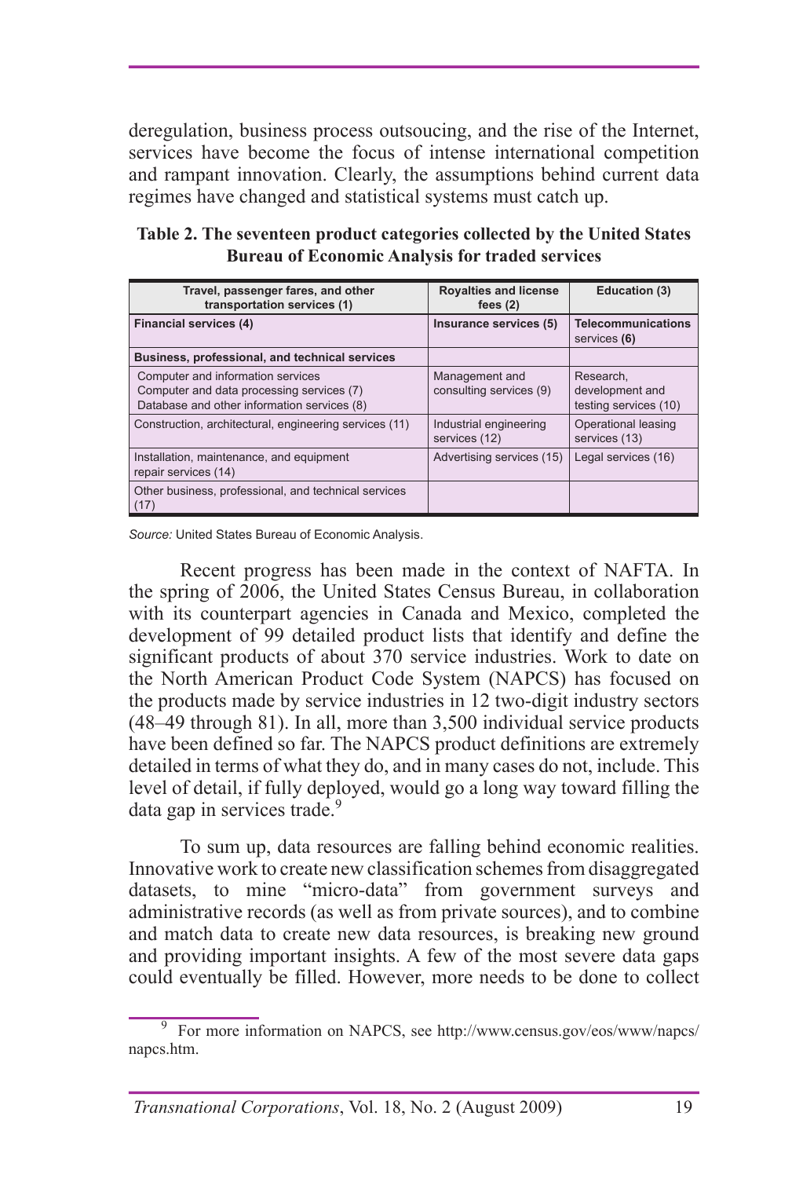deregulation, business process outsoucing, and the rise of the Internet, services have become the focus of intense international competition and rampant innovation. Clearly, the assumptions behind current data regimes have changed and statistical systems must catch up.

**Table 2. The seventeen product categories collected by the United States Bureau of Economic Analysis for traded services**

| **Travel, passenger fares, and other transportation services (1)** | **Royalties and license fees (2)** | **Education (3)** |
|---|---|---|
| **Financial services (4)** | **Insurance services (5)** | **Telecommunications** services **(6)** |
| **Business, professional, and technical services** | | |
| Computer and information services<br>Computer and data processing services (7)<br>Database and other information services (8) | Management and consulting services (9) | Research, development and testing services (10) |
| Construction, architectural, engineering services (11) | Industrial engineering services (12) | Operational leasing services (13) |
| Installation, maintenance, and equipment repair services (14) | Advertising services (15) | Legal services (16) |
| Other business, professional, and technical services (17) | | |

*Source:* United States Bureau of Economic Analysis.

Recent progress has been made in the context of NAFTA. In the spring of 2006, the United States Census Bureau, in collaboration with its counterpart agencies in Canada and Mexico, completed the development of 99 detailed product lists that identify and define the significant products of about 370 service industries. Work to date on the North American Product Code System (NAPCS) has focused on the products made by service industries in 12 two-digit industry sectors (48–49 through 81). In all, more than 3,500 individual service products have been defined so far. The NAPCS product definitions are extremely detailed in terms of what they do, and in many cases do not, include. This level of detail, if fully deployed, would go a long way toward filling the data gap in services trade.[9]

To sum up, data resources are falling behind economic realities. Innovative work to create new classification schemes from disaggregated datasets, to mine "micro-data" from government surveys and administrative records (as well as from private sources), and to combine and match data to create new data resources, is breaking new ground and providing important insights. A few of the most severe data gaps could eventually be filled. However, more needs to be done to collect

[9] For more information on NAPCS, see http://www.census.gov/eos/www/napcs/napcs.htm.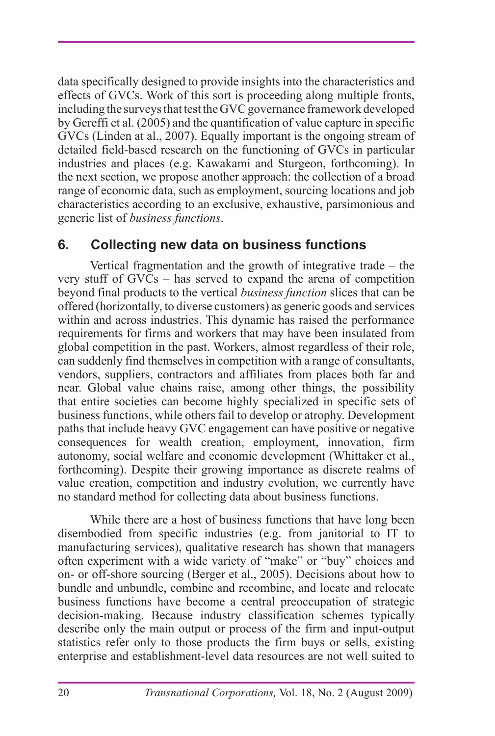data specifically designed to provide insights into the characteristics and effects of GVCs. Work of this sort is proceeding along multiple fronts, including the surveys that test the GVC governance framework developed by Gereffi et al. (2005) and the quantification of value capture in specific GVCs (Linden at al., 2007). Equally important is the ongoing stream of detailed field-based research on the functioning of GVCs in particular industries and places (e.g. Kawakami and Sturgeon, forthcoming). In the next section, we propose another approach: the collection of a broad range of economic data, such as employment, sourcing locations and job characteristics according to an exclusive, exhaustive, parsimonious and generic list of *business functions*.

## 6. Collecting new data on business functions

Vertical fragmentation and the growth of integrative trade – the very stuff of GVCs – has served to expand the arena of competition beyond final products to the vertical *business function* slices that can be offered (horizontally, to diverse customers) as generic goods and services within and across industries. This dynamic has raised the performance requirements for firms and workers that may have been insulated from global competition in the past. Workers, almost regardless of their role, can suddenly find themselves in competition with a range of consultants, vendors, suppliers, contractors and affiliates from places both far and near. Global value chains raise, among other things, the possibility that entire societies can become highly specialized in specific sets of business functions, while others fail to develop or atrophy. Development paths that include heavy GVC engagement can have positive or negative consequences for wealth creation, employment, innovation, firm autonomy, social welfare and economic development (Whittaker et al., forthcoming). Despite their growing importance as discrete realms of value creation, competition and industry evolution, we currently have no standard method for collecting data about business functions.

While there are a host of business functions that have long been disembodied from specific industries (e.g. from janitorial to IT to manufacturing services), qualitative research has shown that managers often experiment with a wide variety of "make" or "buy" choices and on- or off-shore sourcing (Berger et al., 2005). Decisions about how to bundle and unbundle, combine and recombine, and locate and relocate business functions have become a central preoccupation of strategic decision-making. Because industry classification schemes typically describe only the main output or process of the firm and input-output statistics refer only to those products the firm buys or sells, existing enterprise and establishment-level data resources are not well suited to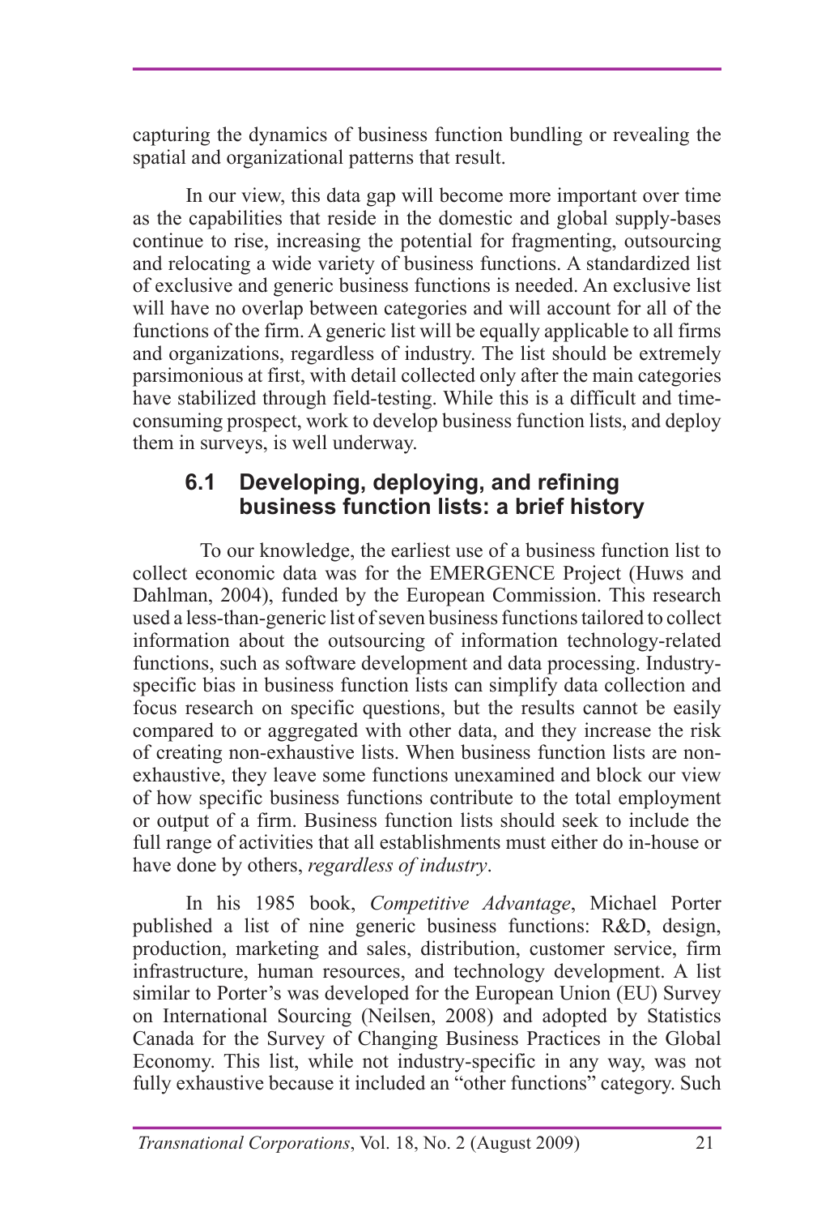capturing the dynamics of business function bundling or revealing the spatial and organizational patterns that result.

In our view, this data gap will become more important over time as the capabilities that reside in the domestic and global supply-bases continue to rise, increasing the potential for fragmenting, outsourcing and relocating a wide variety of business functions. A standardized list of exclusive and generic business functions is needed. An exclusive list will have no overlap between categories and will account for all of the functions of the firm. A generic list will be equally applicable to all firms and organizations, regardless of industry. The list should be extremely parsimonious at first, with detail collected only after the main categories have stabilized through field-testing. While this is a difficult and time-consuming prospect, work to develop business function lists, and deploy them in surveys, is well underway.

### 6.1 Developing, deploying, and refining business function lists: a brief history

To our knowledge, the earliest use of a business function list to collect economic data was for the EMERGENCE Project (Huws and Dahlman, 2004), funded by the European Commission. This research used a less-than-generic list of seven business functions tailored to collect information about the outsourcing of information technology-related functions, such as software development and data processing. Industry-specific bias in business function lists can simplify data collection and focus research on specific questions, but the results cannot be easily compared to or aggregated with other data, and they increase the risk of creating non-exhaustive lists. When business function lists are non-exhaustive, they leave some functions unexamined and block our view of how specific business functions contribute to the total employment or output of a firm. Business function lists should seek to include the full range of activities that all establishments must either do in-house or have done by others, *regardless of industry*.

In his 1985 book, *Competitive Advantage*, Michael Porter published a list of nine generic business functions: R&D, design, production, marketing and sales, distribution, customer service, firm infrastructure, human resources, and technology development. A list similar to Porter's was developed for the European Union (EU) Survey on International Sourcing (Neilsen, 2008) and adopted by Statistics Canada for the Survey of Changing Business Practices in the Global Economy. This list, while not industry-specific in any way, was not fully exhaustive because it included an "other functions" category. Such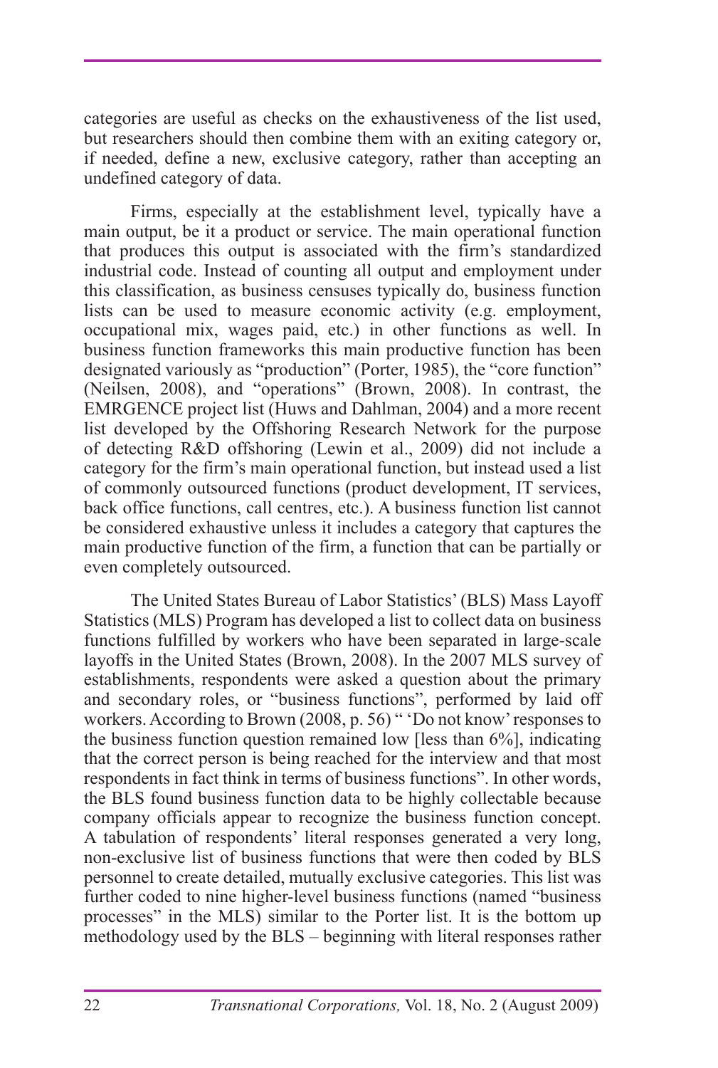categories are useful as checks on the exhaustiveness of the list used, but researchers should then combine them with an exiting category or, if needed, define a new, exclusive category, rather than accepting an undefined category of data.

Firms, especially at the establishment level, typically have a main output, be it a product or service. The main operational function that produces this output is associated with the firm's standardized industrial code. Instead of counting all output and employment under this classification, as business censuses typically do, business function lists can be used to measure economic activity (e.g. employment, occupational mix, wages paid, etc.) in other functions as well. In business function frameworks this main productive function has been designated variously as "production" (Porter, 1985), the "core function" (Neilsen, 2008), and "operations" (Brown, 2008). In contrast, the EMRGENCE project list (Huws and Dahlman, 2004) and a more recent list developed by the Offshoring Research Network for the purpose of detecting R&D offshoring (Lewin et al., 2009) did not include a category for the firm's main operational function, but instead used a list of commonly outsourced functions (product development, IT services, back office functions, call centres, etc.). A business function list cannot be considered exhaustive unless it includes a category that captures the main productive function of the firm, a function that can be partially or even completely outsourced.

The United States Bureau of Labor Statistics' (BLS) Mass Layoff Statistics (MLS) Program has developed a list to collect data on business functions fulfilled by workers who have been separated in large-scale layoffs in the United States (Brown, 2008). In the 2007 MLS survey of establishments, respondents were asked a question about the primary and secondary roles, or "business functions", performed by laid off workers. According to Brown (2008, p. 56) " 'Do not know' responses to the business function question remained low [less than 6%], indicating that the correct person is being reached for the interview and that most respondents in fact think in terms of business functions". In other words, the BLS found business function data to be highly collectable because company officials appear to recognize the business function concept. A tabulation of respondents' literal responses generated a very long, non-exclusive list of business functions that were then coded by BLS personnel to create detailed, mutually exclusive categories. This list was further coded to nine higher-level business functions (named "business processes" in the MLS) similar to the Porter list. It is the bottom up methodology used by the BLS – beginning with literal responses rather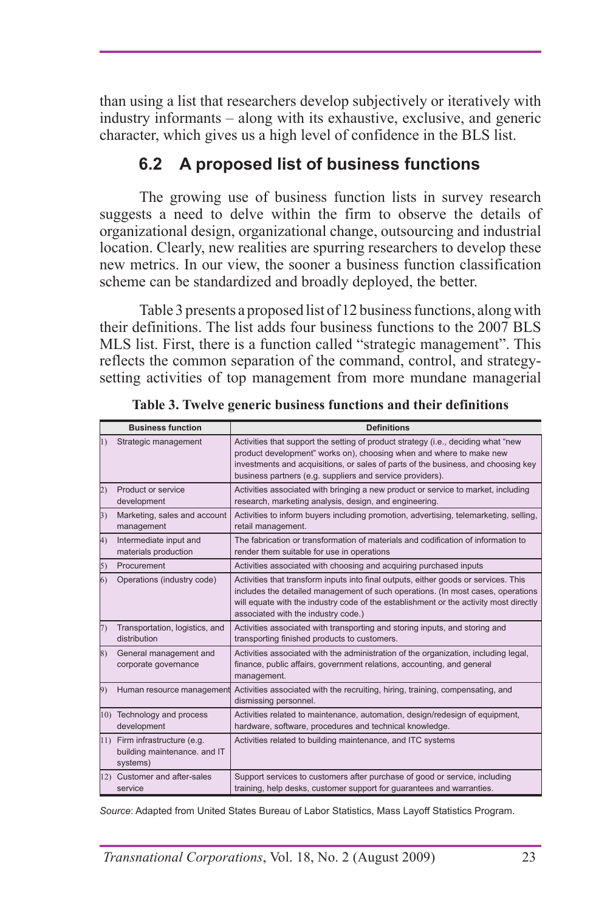than using a list that researchers develop subjectively or iteratively with industry informants – along with its exhaustive, exclusive, and generic character, which gives us a high level of confidence in the BLS list.

## 6.2 A proposed list of business functions

The growing use of business function lists in survey research suggests a need to delve within the firm to observe the details of organizational design, organizational change, outsourcing and industrial location. Clearly, new realities are spurring researchers to develop these new metrics. In our view, the sooner a business function classification scheme can be standardized and broadly deployed, the better.

Table 3 presents a proposed list of 12 business functions, along with their definitions. The list adds four business functions to the 2007 BLS MLS list. First, there is a function called "strategic management". This reflects the common separation of the command, control, and strategy-setting activities of top management from more mundane managerial

**Table 3. Twelve generic business functions and their definitions**

| | Business function | Definitions |
|---|---|---|
| 1) | Strategic management | Activities that support the setting of product strategy (i.e., deciding what "new product development" works on), choosing when and where to make new investments and acquisitions, or sales of parts of the business, and choosing key business partners (e.g. suppliers and service providers). |
| 2) | Product or service development | Activities associated with bringing a new product or service to market, including research, marketing analysis, design, and engineering. |
| 3) | Marketing, sales and account management | Activities to inform buyers including promotion, advertising, telemarketing, selling, retail management. |
| 4) | Intermediate input and materials production | The fabrication or transformation of materials and codification of information to render them suitable for use in operations |
| 5) | Procurement | Activities associated with choosing and acquiring purchased inputs |
| 6) | Operations (industry code) | Activities that transform inputs into final outputs, either goods or services. This includes the detailed management of such operations. (In most cases, operations will equate with the industry code of the establishment or the activity most directly associated with the industry code.) |
| 7) | Transportation, logistics, and distribution | Activities associated with transporting and storing inputs, and storing and transporting finished products to customers. |
| 8) | General management and corporate governance | Activities associated with the administration of the organization, including legal, finance, public affairs, government relations, accounting, and general management. |
| 9) | Human resource management | Activities associated with the recruiting, hiring, training, compensating, and dismissing personnel. |
| 10) | Technology and process development | Activities related to maintenance, automation, design/redesign of equipment, hardware, software, procedures and technical knowledge. |
| 11) | Firm infrastructure (e.g. building maintenance. and IT systems) | Activities related to building maintenance, and ITC systems |
| 12) | Customer and after-sales service | Support services to customers after purchase of good or service, including training, help desks, customer support for guarantees and warranties. |

*Source*: Adapted from United States Bureau of Labor Statistics, Mass Layoff Statistics Program.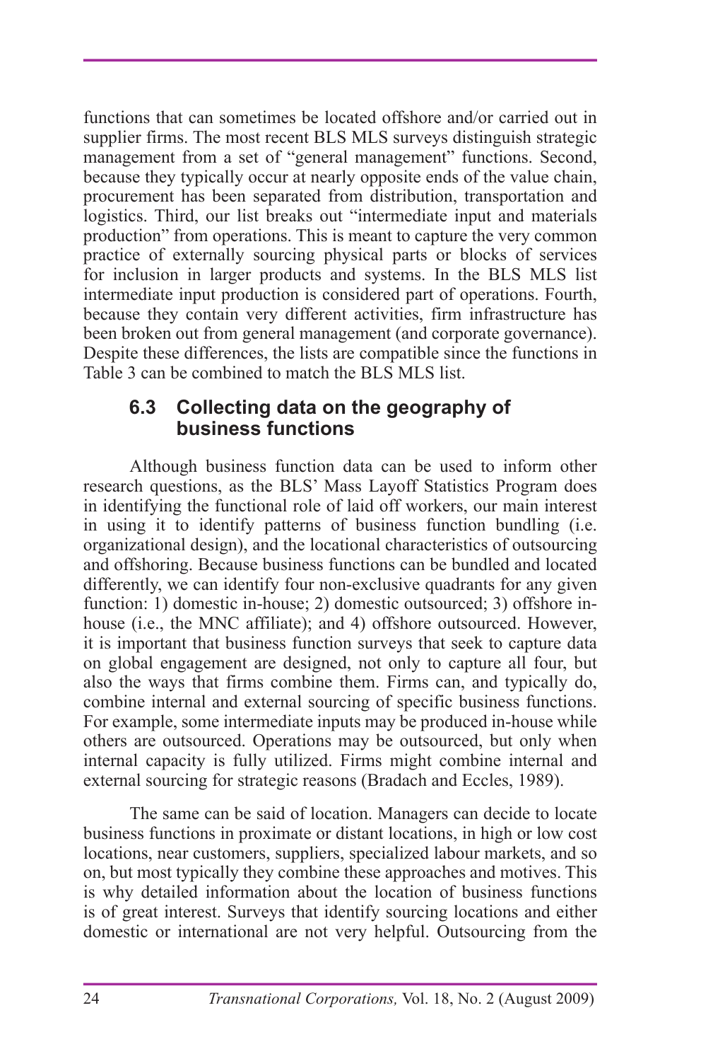functions that can sometimes be located offshore and/or carried out in supplier firms. The most recent BLS MLS surveys distinguish strategic management from a set of "general management" functions. Second, because they typically occur at nearly opposite ends of the value chain, procurement has been separated from distribution, transportation and logistics. Third, our list breaks out "intermediate input and materials production" from operations. This is meant to capture the very common practice of externally sourcing physical parts or blocks of services for inclusion in larger products and systems. In the BLS MLS list intermediate input production is considered part of operations. Fourth, because they contain very different activities, firm infrastructure has been broken out from general management (and corporate governance). Despite these differences, the lists are compatible since the functions in Table 3 can be combined to match the BLS MLS list.

## 6.3 Collecting data on the geography of business functions

Although business function data can be used to inform other research questions, as the BLS' Mass Layoff Statistics Program does in identifying the functional role of laid off workers, our main interest in using it to identify patterns of business function bundling (i.e. organizational design), and the locational characteristics of outsourcing and offshoring. Because business functions can be bundled and located differently, we can identify four non-exclusive quadrants for any given function: 1) domestic in-house; 2) domestic outsourced; 3) offshore in-house (i.e., the MNC affiliate); and 4) offshore outsourced. However, it is important that business function surveys that seek to capture data on global engagement are designed, not only to capture all four, but also the ways that firms combine them. Firms can, and typically do, combine internal and external sourcing of specific business functions. For example, some intermediate inputs may be produced in-house while others are outsourced. Operations may be outsourced, but only when internal capacity is fully utilized. Firms might combine internal and external sourcing for strategic reasons (Bradach and Eccles, 1989).

The same can be said of location. Managers can decide to locate business functions in proximate or distant locations, in high or low cost locations, near customers, suppliers, specialized labour markets, and so on, but most typically they combine these approaches and motives. This is why detailed information about the location of business functions is of great interest. Surveys that identify sourcing locations and either domestic or international are not very helpful. Outsourcing from the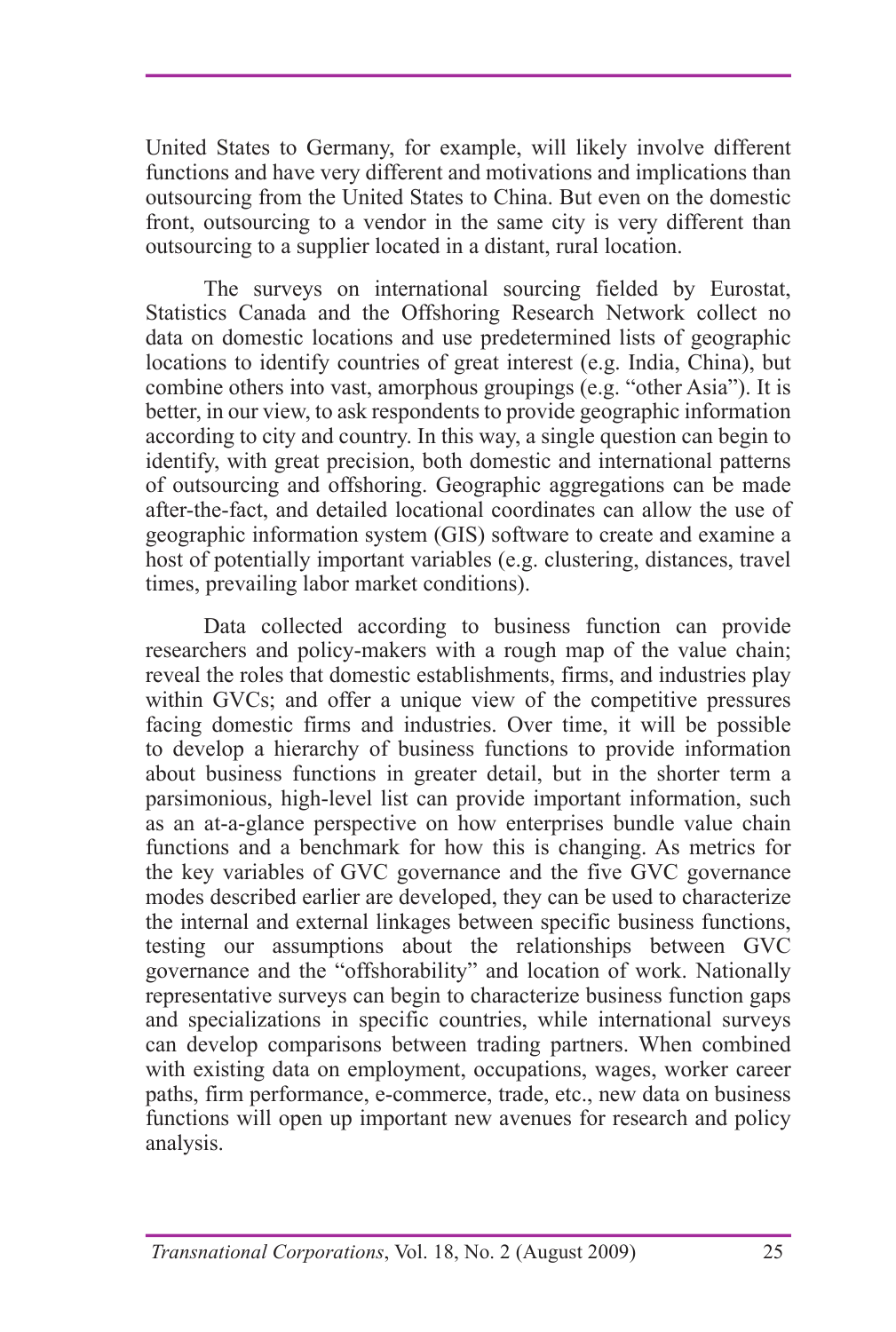United States to Germany, for example, will likely involve different functions and have very different and motivations and implications than outsourcing from the United States to China. But even on the domestic front, outsourcing to a vendor in the same city is very different than outsourcing to a supplier located in a distant, rural location.

The surveys on international sourcing fielded by Eurostat, Statistics Canada and the Offshoring Research Network collect no data on domestic locations and use predetermined lists of geographic locations to identify countries of great interest (e.g. India, China), but combine others into vast, amorphous groupings (e.g. "other Asia"). It is better, in our view, to ask respondents to provide geographic information according to city and country. In this way, a single question can begin to identify, with great precision, both domestic and international patterns of outsourcing and offshoring. Geographic aggregations can be made after-the-fact, and detailed locational coordinates can allow the use of geographic information system (GIS) software to create and examine a host of potentially important variables (e.g. clustering, distances, travel times, prevailing labor market conditions).

Data collected according to business function can provide researchers and policy-makers with a rough map of the value chain; reveal the roles that domestic establishments, firms, and industries play within GVCs; and offer a unique view of the competitive pressures facing domestic firms and industries. Over time, it will be possible to develop a hierarchy of business functions to provide information about business functions in greater detail, but in the shorter term a parsimonious, high-level list can provide important information, such as an at-a-glance perspective on how enterprises bundle value chain functions and a benchmark for how this is changing. As metrics for the key variables of GVC governance and the five GVC governance modes described earlier are developed, they can be used to characterize the internal and external linkages between specific business functions, testing our assumptions about the relationships between GVC governance and the "offshorability" and location of work. Nationally representative surveys can begin to characterize business function gaps and specializations in specific countries, while international surveys can develop comparisons between trading partners. When combined with existing data on employment, occupations, wages, worker career paths, firm performance, e-commerce, trade, etc., new data on business functions will open up important new avenues for research and policy analysis.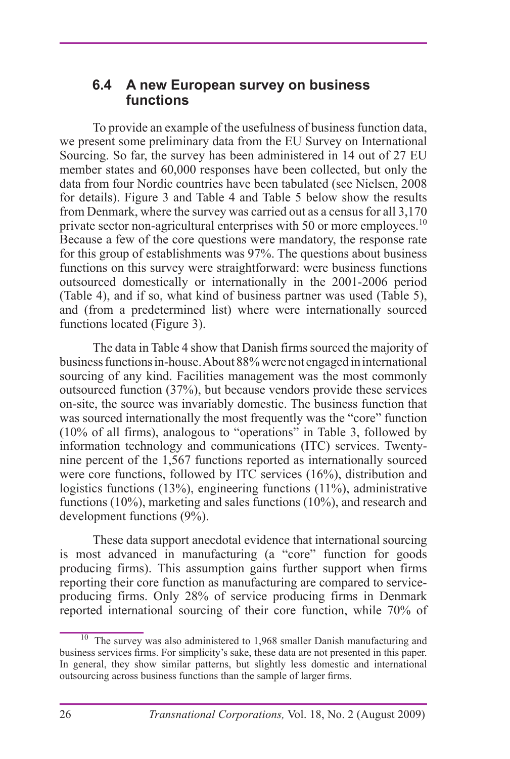### 6.4 A new European survey on business functions

To provide an example of the usefulness of business function data, we present some preliminary data from the EU Survey on International Sourcing. So far, the survey has been administered in 14 out of 27 EU member states and 60,000 responses have been collected, but only the data from four Nordic countries have been tabulated (see Nielsen, 2008 for details). Figure 3 and Table 4 and Table 5 below show the results from Denmark, where the survey was carried out as a census for all 3,170 private sector non-agricultural enterprises with 50 or more employees.[10] Because a few of the core questions were mandatory, the response rate for this group of establishments was 97%. The questions about business functions on this survey were straightforward: were business functions outsourced domestically or internationally in the 2001-2006 period (Table 4), and if so, what kind of business partner was used (Table 5), and (from a predetermined list) where were internationally sourced functions located (Figure 3).

The data in Table 4 show that Danish firms sourced the majority of business functions in-house. About 88% were not engaged in international sourcing of any kind. Facilities management was the most commonly outsourced function (37%), but because vendors provide these services on-site, the source was invariably domestic. The business function that was sourced internationally the most frequently was the "core" function (10% of all firms), analogous to "operations" in Table 3, followed by information technology and communications (ITC) services. Twenty-nine percent of the 1,567 functions reported as internationally sourced were core functions, followed by ITC services (16%), distribution and logistics functions (13%), engineering functions (11%), administrative functions (10%), marketing and sales functions (10%), and research and development functions (9%).

These data support anecdotal evidence that international sourcing is most advanced in manufacturing (a "core" function for goods producing firms). This assumption gains further support when firms reporting their core function as manufacturing are compared to service-producing firms. Only 28% of service producing firms in Denmark reported international sourcing of their core function, while 70% of

[10] The survey was also administered to 1,968 smaller Danish manufacturing and business services firms. For simplicity's sake, these data are not presented in this paper. In general, they show similar patterns, but slightly less domestic and international outsourcing across business functions than the sample of larger firms.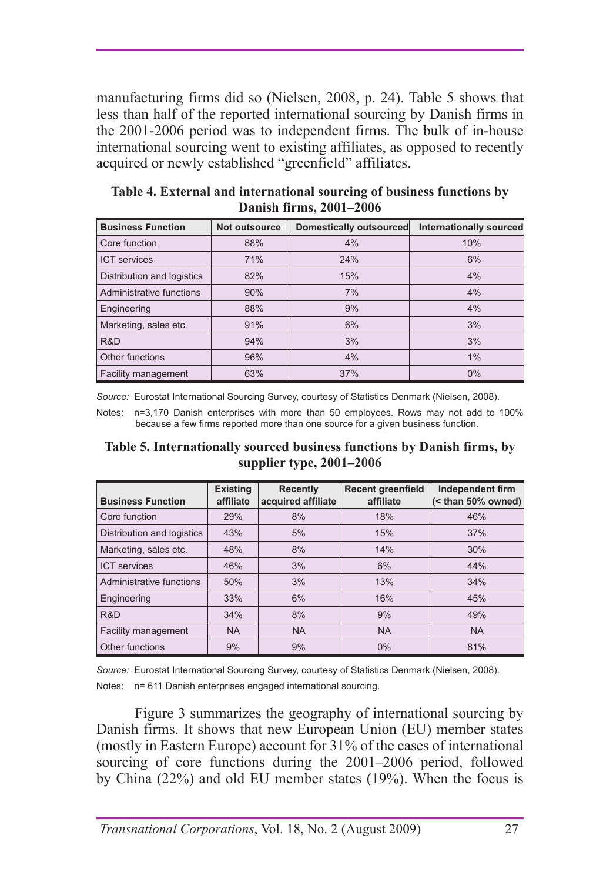manufacturing firms did so (Nielsen, 2008, p. 24). Table 5 shows that less than half of the reported international sourcing by Danish firms in the 2001-2006 period was to independent firms. The bulk of in-house international sourcing went to existing affiliates, as opposed to recently acquired or newly established "greenfield" affiliates.

**Table 4. External and international sourcing of business functions by Danish firms, 2001–2006**

| Business Function | Not outsource | Domestically outsourced | Internationally sourced |
|---|---|---|---|
| Core function | 88% | 4% | 10% |
| ICT services | 71% | 24% | 6% |
| Distribution and logistics | 82% | 15% | 4% |
| Administrative functions | 90% | 7% | 4% |
| Engineering | 88% | 9% | 4% |
| Marketing, sales etc. | 91% | 6% | 3% |
| R&D | 94% | 3% | 3% |
| Other functions | 96% | 4% | 1% |
| Facility management | 63% | 37% | 0% |

*Source:* Eurostat International Sourcing Survey, courtesy of Statistics Denmark (Nielsen, 2008).

Notes: n=3,170 Danish enterprises with more than 50 employees. Rows may not add to 100% because a few firms reported more than one source for a given business function.

**Table 5. Internationally sourced business functions by Danish firms, by supplier type, 2001–2006**

| Business Function | Existing affiliate | Recently acquired affiliate | Recent greenfield affiliate | Independent firm (< than 50% owned) |
|---|---|---|---|---|
| Core function | 29% | 8% | 18% | 46% |
| Distribution and logistics | 43% | 5% | 15% | 37% |
| Marketing, sales etc. | 48% | 8% | 14% | 30% |
| ICT services | 46% | 3% | 6% | 44% |
| Administrative functions | 50% | 3% | 13% | 34% |
| Engineering | 33% | 6% | 16% | 45% |
| R&D | 34% | 8% | 9% | 49% |
| Facility management | NA | NA | NA | NA |
| Other functions | 9% | 9% | 0% | 81% |

*Source:* Eurostat International Sourcing Survey, courtesy of Statistics Denmark (Nielsen, 2008).

Notes: n= 611 Danish enterprises engaged international sourcing.

Figure 3 summarizes the geography of international sourcing by Danish firms. It shows that new European Union (EU) member states (mostly in Eastern Europe) account for 31% of the cases of international sourcing of core functions during the 2001–2006 period, followed by China (22%) and old EU member states (19%). When the focus is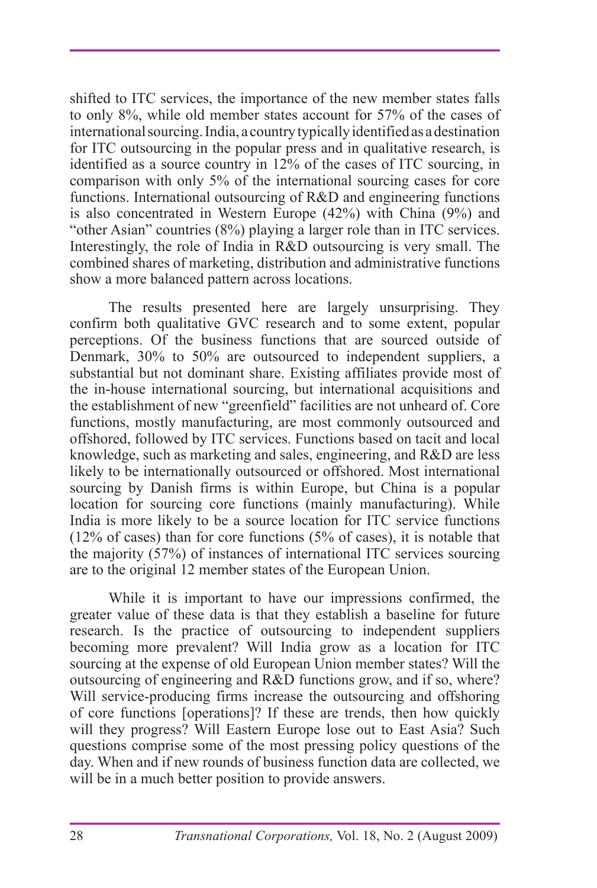shifted to ITC services, the importance of the new member states falls to only 8%, while old member states account for 57% of the cases of international sourcing. India, a country typically identified as a destination for ITC outsourcing in the popular press and in qualitative research, is identified as a source country in 12% of the cases of ITC sourcing, in comparison with only 5% of the international sourcing cases for core functions. International outsourcing of R&D and engineering functions is also concentrated in Western Europe (42%) with China (9%) and "other Asian" countries (8%) playing a larger role than in ITC services. Interestingly, the role of India in R&D outsourcing is very small. The combined shares of marketing, distribution and administrative functions show a more balanced pattern across locations.

The results presented here are largely unsurprising. They confirm both qualitative GVC research and to some extent, popular perceptions. Of the business functions that are sourced outside of Denmark, 30% to 50% are outsourced to independent suppliers, a substantial but not dominant share. Existing affiliates provide most of the in-house international sourcing, but international acquisitions and the establishment of new "greenfield" facilities are not unheard of. Core functions, mostly manufacturing, are most commonly outsourced and offshored, followed by ITC services. Functions based on tacit and local knowledge, such as marketing and sales, engineering, and R&D are less likely to be internationally outsourced or offshored. Most international sourcing by Danish firms is within Europe, but China is a popular location for sourcing core functions (mainly manufacturing). While India is more likely to be a source location for ITC service functions (12% of cases) than for core functions (5% of cases), it is notable that the majority (57%) of instances of international ITC services sourcing are to the original 12 member states of the European Union.

While it is important to have our impressions confirmed, the greater value of these data is that they establish a baseline for future research. Is the practice of outsourcing to independent suppliers becoming more prevalent? Will India grow as a location for ITC sourcing at the expense of old European Union member states? Will the outsourcing of engineering and R&D functions grow, and if so, where? Will service-producing firms increase the outsourcing and offshoring of core functions [operations]? If these are trends, then how quickly will they progress? Will Eastern Europe lose out to East Asia? Such questions comprise some of the most pressing policy questions of the day. When and if new rounds of business function data are collected, we will be in a much better position to provide answers.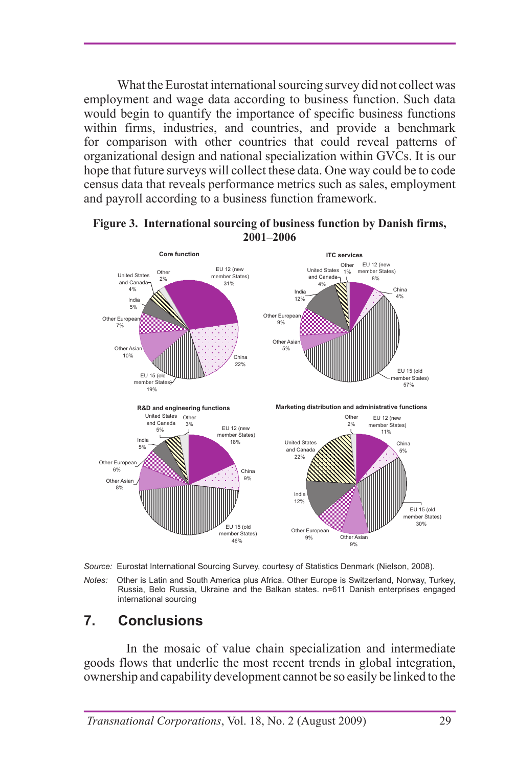What the Eurostat international sourcing survey did not collect was employment and wage data according to business function. Such data would begin to quantify the importance of specific business functions within firms, industries, and countries, and provide a benchmark for comparison with other countries that could reveal patterns of organizational design and national specialization within GVCs. It is our hope that future surveys will collect these data. One way could be to code census data that reveals performance metrics such as sales, employment and payroll according to a business function framework.

**Figure 3. International sourcing of business function by Danish firms, 2001–2006**

| Region | Core function | ITC services | R&D and engineering functions | Marketing distribution and administrative functions |
|---|---|---|---|---|
| EU 12 (new member States) | 31% | 8% | 18% | 11% |
| China | 22% | 4% | 9% | 5% |
| EU 15 (old member States) | 19% | 57% | 46% | 30% |
| Other Asian | 10% | 5% | 8% | 9% |
| Other European | 7% | 9% | 6% | 9% |
| India | 5% | 12% | 5% | 12% |
| United States and Canada | 4% | 4% | 5% | 22% |
| Other | 2% | 1% | 3% | 2% |

*Source:* Eurostat International Sourcing Survey, courtesy of Statistics Denmark (Nielson, 2008).

*Notes:* Other is Latin and South America plus Africa. Other Europe is Switzerland, Norway, Turkey, Russia, Belo Russia, Ukraine and the Balkan states. n=611 Danish enterprises engaged international sourcing

## 7. Conclusions

In the mosaic of value chain specialization and intermediate goods flows that underlie the most recent trends in global integration, ownership and capability development cannot be so easily be linked to the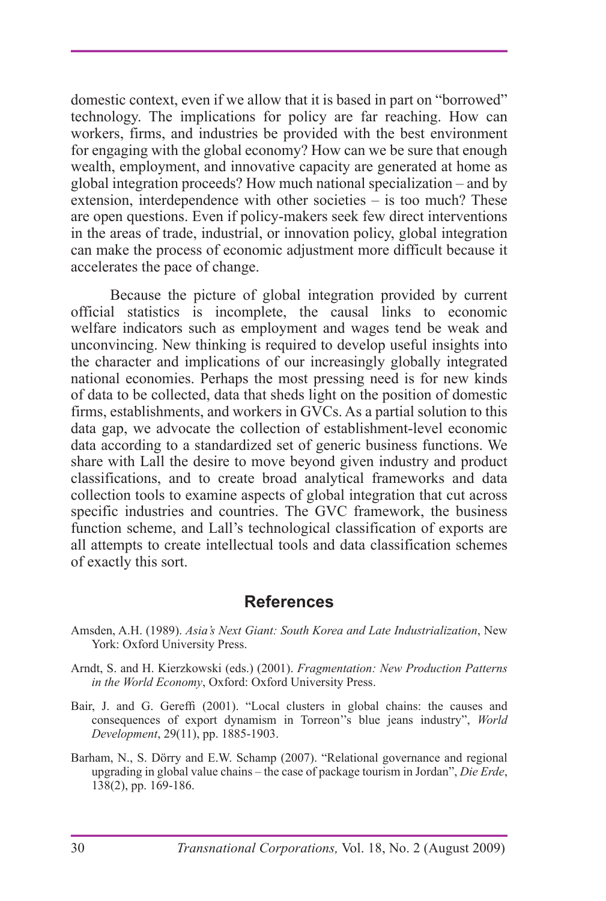domestic context, even if we allow that it is based in part on "borrowed" technology. The implications for policy are far reaching. How can workers, firms, and industries be provided with the best environment for engaging with the global economy? How can we be sure that enough wealth, employment, and innovative capacity are generated at home as global integration proceeds? How much national specialization – and by extension, interdependence with other societies – is too much? These are open questions. Even if policy-makers seek few direct interventions in the areas of trade, industrial, or innovation policy, global integration can make the process of economic adjustment more difficult because it accelerates the pace of change.

Because the picture of global integration provided by current official statistics is incomplete, the causal links to economic welfare indicators such as employment and wages tend be weak and unconvincing. New thinking is required to develop useful insights into the character and implications of our increasingly globally integrated national economies. Perhaps the most pressing need is for new kinds of data to be collected, data that sheds light on the position of domestic firms, establishments, and workers in GVCs. As a partial solution to this data gap, we advocate the collection of establishment-level economic data according to a standardized set of generic business functions. We share with Lall the desire to move beyond given industry and product classifications, and to create broad analytical frameworks and data collection tools to examine aspects of global integration that cut across specific industries and countries. The GVC framework, the business function scheme, and Lall's technological classification of exports are all attempts to create intellectual tools and data classification schemes of exactly this sort.

## References

Amsden, A.H. (1989). *Asia's Next Giant: South Korea and Late Industrialization*, New York: Oxford University Press.

Arndt, S. and H. Kierzkowski (eds.) (2001). *Fragmentation: New Production Patterns in the World Economy*, Oxford: Oxford University Press.

Bair, J. and G. Gereffi (2001). "Local clusters in global chains: the causes and consequences of export dynamism in Torreon''s blue jeans industry", *World Development*, 29(11), pp. 1885-1903.

Barham, N., S. Dörry and E.W. Schamp (2007). "Relational governance and regional upgrading in global value chains – the case of package tourism in Jordan", *Die Erde*, 138(2), pp. 169-186.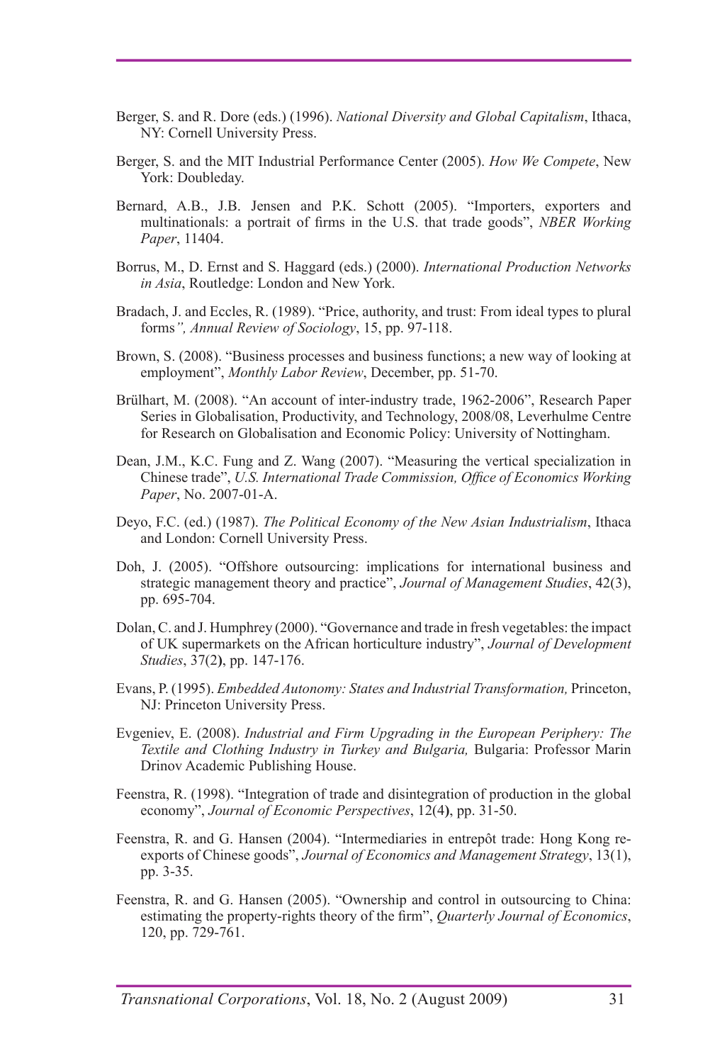Berger, S. and R. Dore (eds.) (1996). *National Diversity and Global Capitalism*, Ithaca, NY: Cornell University Press.

Berger, S. and the MIT Industrial Performance Center (2005). *How We Compete*, New York: Doubleday.

Bernard, A.B., J.B. Jensen and P.K. Schott (2005). "Importers, exporters and multinationals: a portrait of firms in the U.S. that trade goods", *NBER Working Paper*, 11404.

Borrus, M., D. Ernst and S. Haggard (eds.) (2000). *International Production Networks in Asia*, Routledge: London and New York.

Bradach, J. and Eccles, R. (1989). "Price, authority, and trust: From ideal types to plural forms*", Annual Review of Sociology*, 15, pp. 97-118.

Brown, S. (2008). "Business processes and business functions; a new way of looking at employment", *Monthly Labor Review*, December, pp. 51-70.

Brülhart, M. (2008). "An account of inter-industry trade, 1962-2006", Research Paper Series in Globalisation, Productivity, and Technology, 2008/08, Leverhulme Centre for Research on Globalisation and Economic Policy: University of Nottingham.

Dean, J.M., K.C. Fung and Z. Wang (2007). "Measuring the vertical specialization in Chinese trade", *U.S. International Trade Commission, Office of Economics Working Paper*, No. 2007-01-A.

Deyo, F.C. (ed.) (1987). *The Political Economy of the New Asian Industrialism*, Ithaca and London: Cornell University Press.

Doh, J. (2005). "Offshore outsourcing: implications for international business and strategic management theory and practice", *Journal of Management Studies*, 42(3), pp. 695-704.

Dolan, C. and J. Humphrey (2000). "Governance and trade in fresh vegetables: the impact of UK supermarkets on the African horticulture industry", *Journal of Development Studies*, 37(2**)**, pp. 147-176.

Evans, P. (1995). *Embedded Autonomy: States and Industrial Transformation,* Princeton, NJ: Princeton University Press.

Evgeniev, E. (2008). *Industrial and Firm Upgrading in the European Periphery: The Textile and Clothing Industry in Turkey and Bulgaria,* Bulgaria: Professor Marin Drinov Academic Publishing House.

Feenstra, R. (1998). "Integration of trade and disintegration of production in the global economy", *Journal of Economic Perspectives*, 12(4**)**, pp. 31-50.

Feenstra, R. and G. Hansen (2004). "Intermediaries in entrepôt trade: Hong Kong re-exports of Chinese goods", *Journal of Economics and Management Strategy*, 13(1), pp. 3-35.

Feenstra, R. and G. Hansen (2005). "Ownership and control in outsourcing to China: estimating the property-rights theory of the firm", *Quarterly Journal of Economics*, 120, pp. 729-761.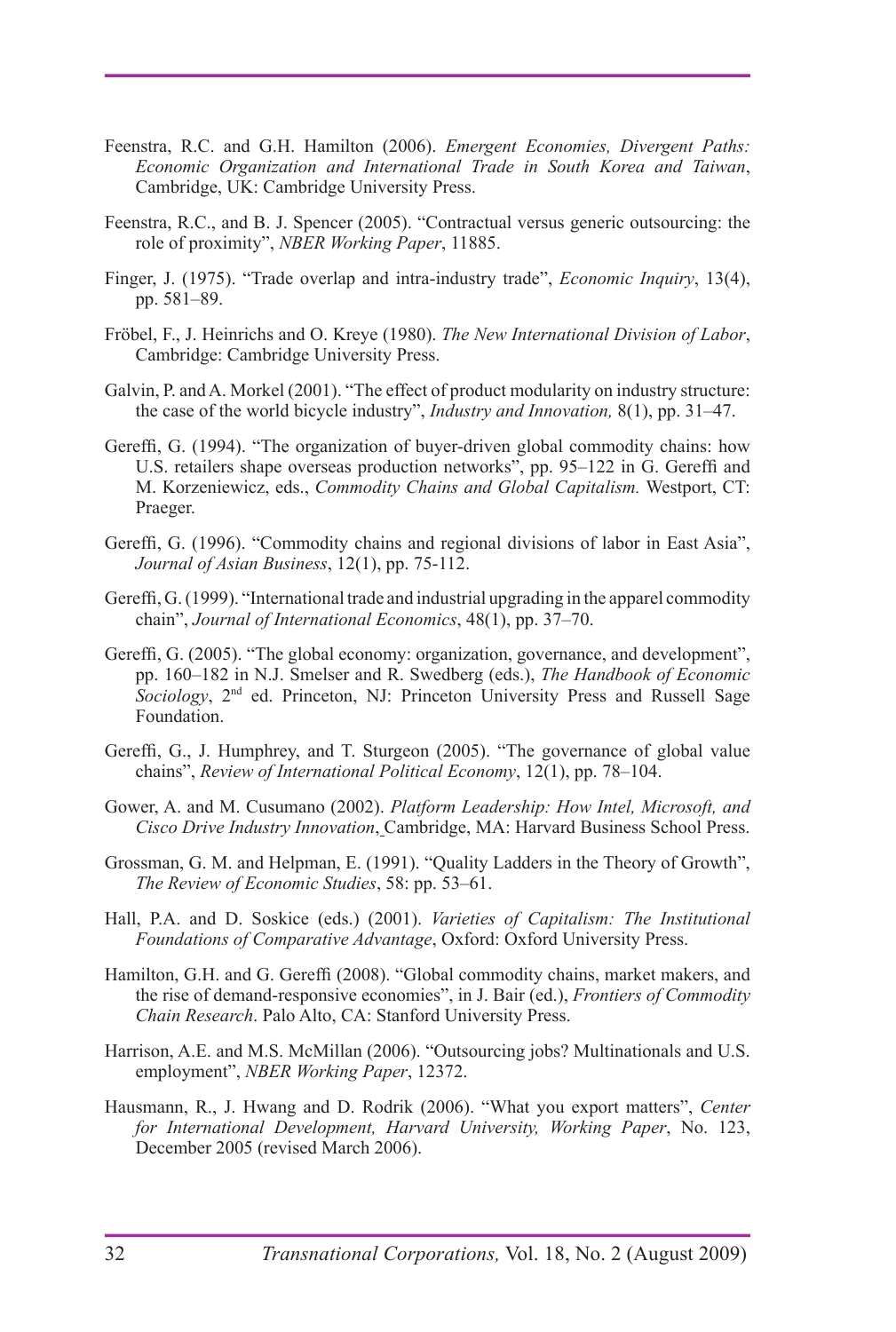Feenstra, R.C. and G.H. Hamilton (2006). *Emergent Economies, Divergent Paths: Economic Organization and International Trade in South Korea and Taiwan*, Cambridge, UK: Cambridge University Press.

Feenstra, R.C., and B. J. Spencer (2005). "Contractual versus generic outsourcing: the role of proximity", *NBER Working Paper*, 11885.

Finger, J. (1975). "Trade overlap and intra-industry trade", *Economic Inquiry*, 13(4), pp. 581–89.

Fröbel, F., J. Heinrichs and O. Kreye (1980). *The New International Division of Labor*, Cambridge: Cambridge University Press.

Galvin, P. and A. Morkel (2001). "The effect of product modularity on industry structure: the case of the world bicycle industry", *Industry and Innovation,* 8(1), pp. 31–47.

Gereffi, G. (1994). "The organization of buyer-driven global commodity chains: how U.S. retailers shape overseas production networks", pp. 95–122 in G. Gereffi and M. Korzeniewicz, eds., *Commodity Chains and Global Capitalism.* Westport, CT: Praeger.

Gereffi, G. (1996). "Commodity chains and regional divisions of labor in East Asia", *Journal of Asian Business*, 12(1), pp. 75-112.

Gereffi, G. (1999). "International trade and industrial upgrading in the apparel commodity chain", *Journal of International Economics*, 48(1), pp. 37–70.

Gereffi, G. (2005). "The global economy: organization, governance, and development", pp. 160–182 in N.J. Smelser and R. Swedberg (eds.), *The Handbook of Economic Sociology*, 2nd ed. Princeton, NJ: Princeton University Press and Russell Sage Foundation.

Gereffi, G., J. Humphrey, and T. Sturgeon (2005). "The governance of global value chains", *Review of International Political Economy*, 12(1), pp. 78–104.

Gower, A. and M. Cusumano (2002). *Platform Leadership: How Intel, Microsoft, and Cisco Drive Industry Innovation*, Cambridge, MA: Harvard Business School Press.

Grossman, G. M. and Helpman, E. (1991). "Quality Ladders in the Theory of Growth", *The Review of Economic Studies*, 58: pp. 53–61.

Hall, P.A. and D. Soskice (eds.) (2001). *Varieties of Capitalism: The Institutional Foundations of Comparative Advantage*, Oxford: Oxford University Press.

Hamilton, G.H. and G. Gereffi (2008). "Global commodity chains, market makers, and the rise of demand-responsive economies", in J. Bair (ed.), *Frontiers of Commodity Chain Research*. Palo Alto, CA: Stanford University Press.

Harrison, A.E. and M.S. McMillan (2006). "Outsourcing jobs? Multinationals and U.S. employment", *NBER Working Paper*, 12372.

Hausmann, R., J. Hwang and D. Rodrik (2006). "What you export matters", *Center for International Development, Harvard University, Working Paper*, No. 123, December 2005 (revised March 2006).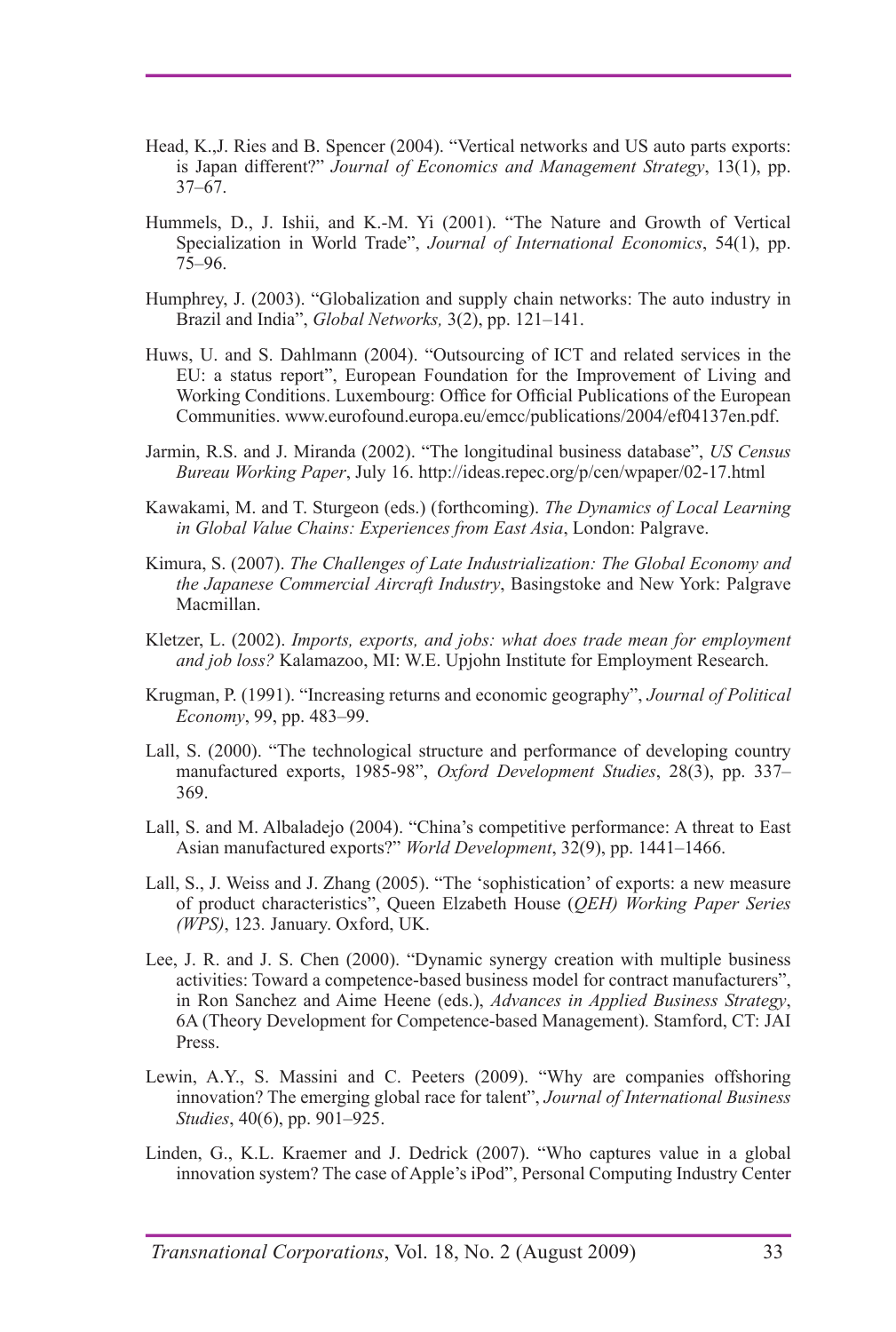Head, K.,J. Ries and B. Spencer (2004). "Vertical networks and US auto parts exports: is Japan different?" *Journal of Economics and Management Strategy*, 13(1), pp. 37–67.

Hummels, D., J. Ishii, and K.-M. Yi (2001). "The Nature and Growth of Vertical Specialization in World Trade", *Journal of International Economics*, 54(1), pp. 75–96.

Humphrey, J. (2003). "Globalization and supply chain networks: The auto industry in Brazil and India", *Global Networks,* 3(2), pp. 121–141.

Huws, U. and S. Dahlmann (2004). "Outsourcing of ICT and related services in the EU: a status report", European Foundation for the Improvement of Living and Working Conditions. Luxembourg: Office for Official Publications of the European Communities. www.eurofound.europa.eu/emcc/publications/2004/ef04137en.pdf.

Jarmin, R.S. and J. Miranda (2002). "The longitudinal business database", *US Census Bureau Working Paper*, July 16. http://ideas.repec.org/p/cen/wpaper/02-17.html

Kawakami, M. and T. Sturgeon (eds.) (forthcoming). *The Dynamics of Local Learning in Global Value Chains: Experiences from East Asia*, London: Palgrave.

Kimura, S. (2007). *The Challenges of Late Industrialization: The Global Economy and the Japanese Commercial Aircraft Industry*, Basingstoke and New York: Palgrave Macmillan.

Kletzer, L. (2002). *Imports, exports, and jobs: what does trade mean for employment and job loss?* Kalamazoo, MI: W.E. Upjohn Institute for Employment Research.

Krugman, P. (1991). "Increasing returns and economic geography", *Journal of Political Economy*, 99, pp. 483–99.

Lall, S. (2000). "The technological structure and performance of developing country manufactured exports, 1985-98", *Oxford Development Studies*, 28(3), pp. 337–369.

Lall, S. and M. Albaladejo (2004). "China's competitive performance: A threat to East Asian manufactured exports?" *World Development*, 32(9), pp. 1441–1466.

Lall, S., J. Weiss and J. Zhang (2005). "The 'sophistication' of exports: a new measure of product characteristics", Queen Elzabeth House (*QEH) Working Paper Series (WPS)*, 123. January. Oxford, UK.

Lee, J. R. and J. S. Chen (2000). "Dynamic synergy creation with multiple business activities: Toward a competence-based business model for contract manufacturers", in Ron Sanchez and Aime Heene (eds.), *Advances in Applied Business Strategy*, 6A (Theory Development for Competence-based Management). Stamford, CT: JAI Press.

Lewin, A.Y., S. Massini and C. Peeters (2009). "Why are companies offshoring innovation? The emerging global race for talent", *Journal of International Business Studies*, 40(6), pp. 901–925.

Linden, G., K.L. Kraemer and J. Dedrick (2007). "Who captures value in a global innovation system? The case of Apple's iPod", Personal Computing Industry Center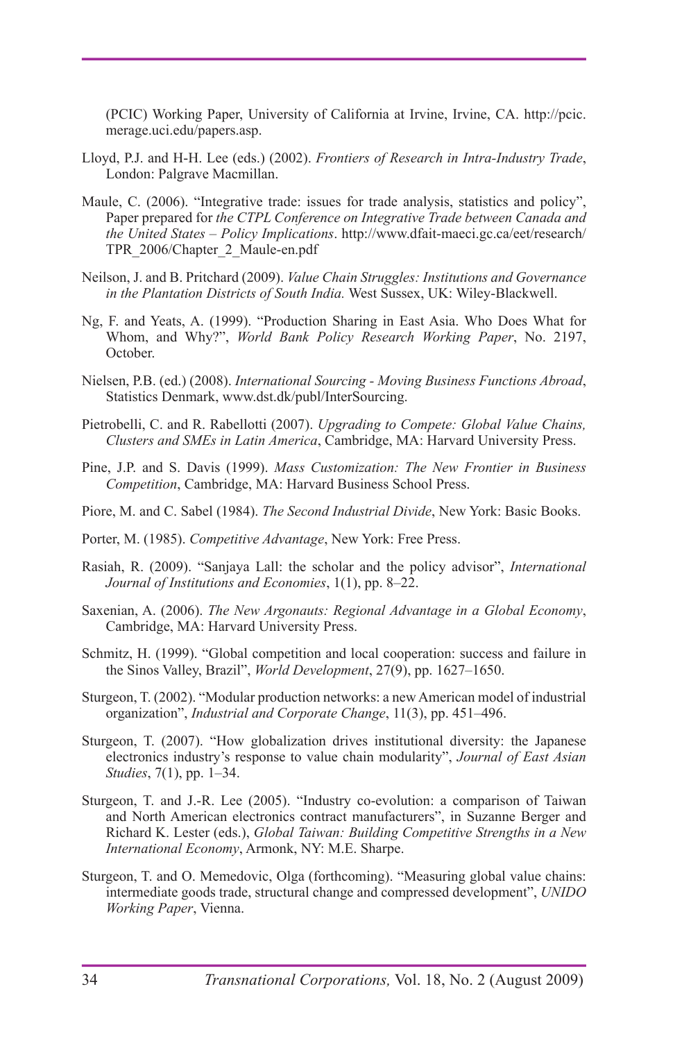(PCIC) Working Paper, University of California at Irvine, Irvine, CA. http://pcic.merage.uci.edu/papers.asp.

Lloyd, P.J. and H-H. Lee (eds.) (2002). *Frontiers of Research in Intra-Industry Trade*, London: Palgrave Macmillan.

Maule, C. (2006). "Integrative trade: issues for trade analysis, statistics and policy", Paper prepared for *the CTPL Conference on Integrative Trade between Canada and the United States – Policy Implications*. http://www.dfait-maeci.gc.ca/eet/research/TPR_2006/Chapter_2_Maule-en.pdf

Neilson, J. and B. Pritchard (2009). *Value Chain Struggles: Institutions and Governance in the Plantation Districts of South India.* West Sussex, UK: Wiley-Blackwell.

Ng, F. and Yeats, A. (1999). "Production Sharing in East Asia. Who Does What for Whom, and Why?", *World Bank Policy Research Working Paper*, No. 2197, October.

Nielsen, P.B. (ed.) (2008). *International Sourcing - Moving Business Functions Abroad*, Statistics Denmark, www.dst.dk/publ/InterSourcing.

Pietrobelli, C. and R. Rabellotti (2007). *Upgrading to Compete: Global Value Chains, Clusters and SMEs in Latin America*, Cambridge, MA: Harvard University Press.

Pine, J.P. and S. Davis (1999). *Mass Customization: The New Frontier in Business Competition*, Cambridge, MA: Harvard Business School Press.

Piore, M. and C. Sabel (1984). *The Second Industrial Divide*, New York: Basic Books.

Porter, M. (1985). *Competitive Advantage*, New York: Free Press.

Rasiah, R. (2009). "Sanjaya Lall: the scholar and the policy advisor", *International Journal of Institutions and Economies*, 1(1), pp. 8–22.

Saxenian, A. (2006). *The New Argonauts: Regional Advantage in a Global Economy*, Cambridge, MA: Harvard University Press.

Schmitz, H. (1999). "Global competition and local cooperation: success and failure in the Sinos Valley, Brazil", *World Development*, 27(9), pp. 1627–1650.

Sturgeon, T. (2002). "Modular production networks: a new American model of industrial organization", *Industrial and Corporate Change*, 11(3), pp. 451–496.

Sturgeon, T. (2007). "How globalization drives institutional diversity: the Japanese electronics industry's response to value chain modularity", *Journal of East Asian Studies*, 7(1), pp. 1–34.

Sturgeon, T. and J.-R. Lee (2005). "Industry co-evolution: a comparison of Taiwan and North American electronics contract manufacturers", in Suzanne Berger and Richard K. Lester (eds.), *Global Taiwan: Building Competitive Strengths in a New International Economy*, Armonk, NY: M.E. Sharpe.

Sturgeon, T. and O. Memedovic, Olga (forthcoming). "Measuring global value chains: intermediate goods trade, structural change and compressed development", *UNIDO Working Paper*, Vienna.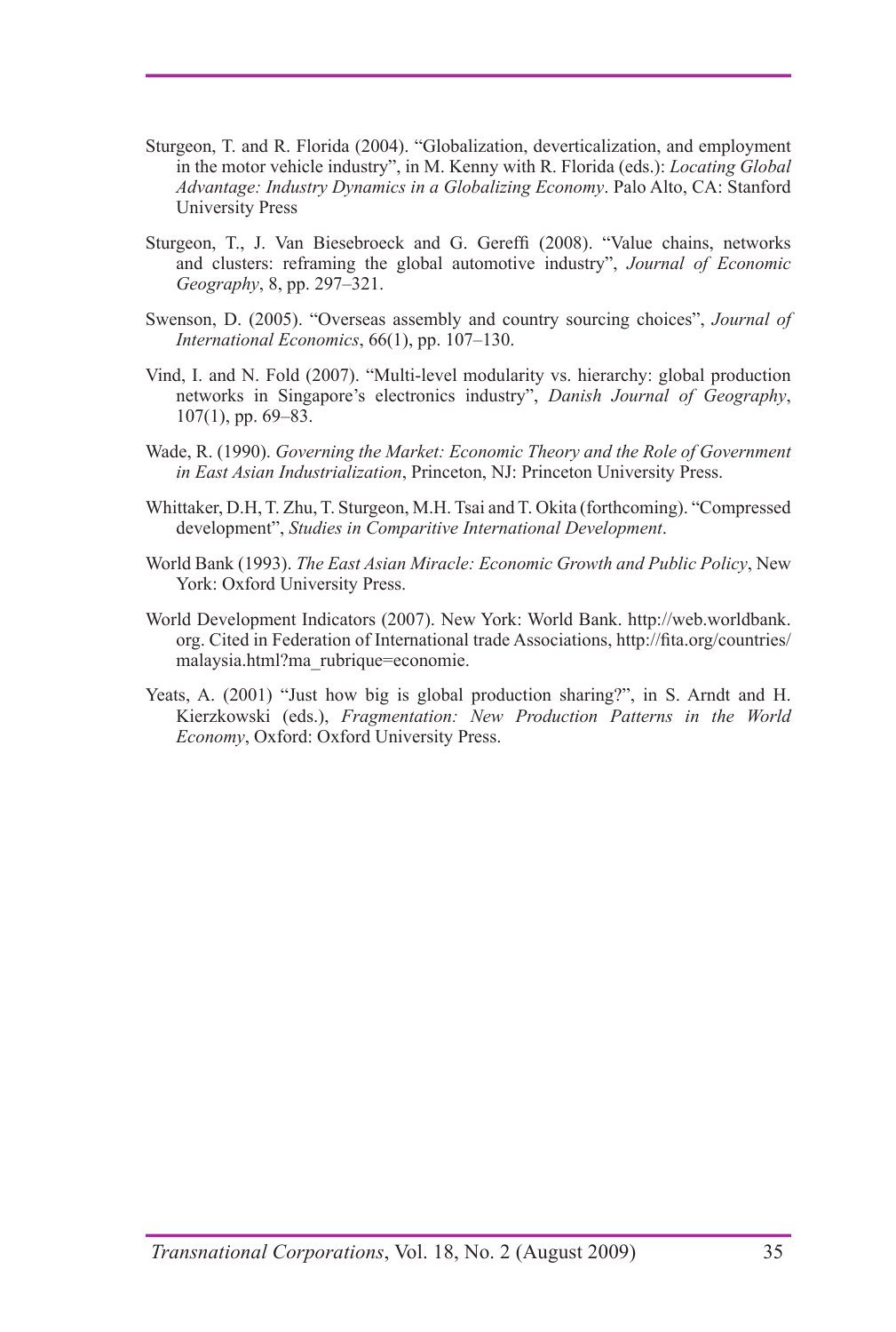Sturgeon, T. and R. Florida (2004). “Globalization, deverticalization, and employment in the motor vehicle industry”, in M. Kenny with R. Florida (eds.): *Locating Global Advantage: Industry Dynamics in a Globalizing Economy*. Palo Alto, CA: Stanford University Press

Sturgeon, T., J. Van Biesebroeck and G. Gereffi (2008). “Value chains, networks and clusters: reframing the global automotive industry”, *Journal of Economic Geography*, 8, pp. 297–321.

Swenson, D. (2005). “Overseas assembly and country sourcing choices”, *Journal of International Economics*, 66(1), pp. 107–130.

Vind, I. and N. Fold (2007). “Multi-level modularity vs. hierarchy: global production networks in Singapore’s electronics industry”, *Danish Journal of Geography*, 107(1), pp. 69–83.

Wade, R. (1990). *Governing the Market: Economic Theory and the Role of Government in East Asian Industrialization*, Princeton, NJ: Princeton University Press.

Whittaker, D.H, T. Zhu, T. Sturgeon, M.H. Tsai and T. Okita (forthcoming). “Compressed development”, *Studies in Comparitive International Development*.

World Bank (1993). *The East Asian Miracle: Economic Growth and Public Policy*, New York: Oxford University Press.

World Development Indicators (2007). New York: World Bank. http://web.worldbank.org. Cited in Federation of International trade Associations, http://fita.org/countries/malaysia.html?ma_rubrique=economie.

Yeats, A. (2001) “Just how big is global production sharing?”, in S. Arndt and H. Kierzkowski (eds.), *Fragmentation: New Production Patterns in the World Economy*, Oxford: Oxford University Press.